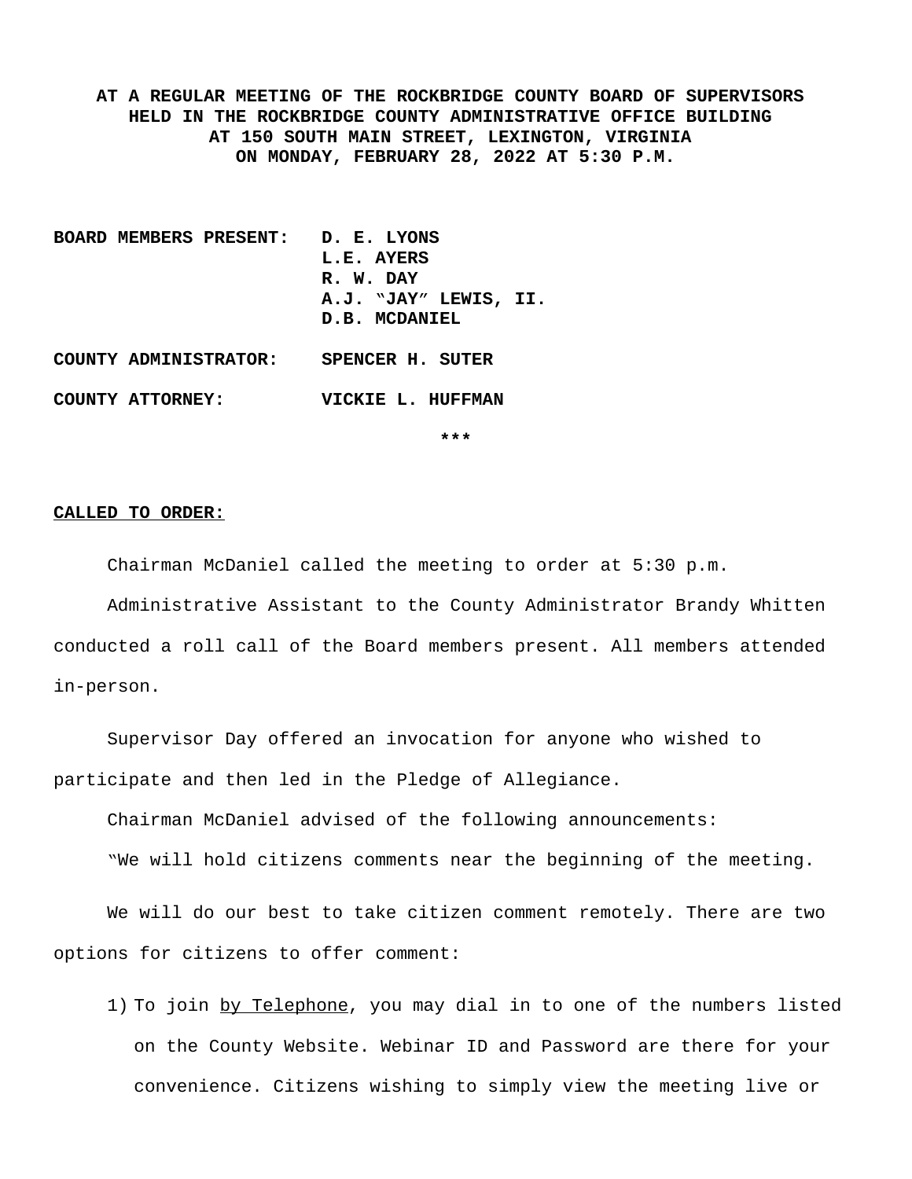**AT A REGULAR MEETING OF THE ROCKBRIDGE COUNTY BOARD OF SUPERVISORS HELD IN THE ROCKBRIDGE COUNTY ADMINISTRATIVE OFFICE BUILDING AT 150 SOUTH MAIN STREET, LEXINGTON, VIRGINIA ON MONDAY, FEBRUARY 28, 2022 AT 5:30 P.M.**

**BOARD MEMBERS PRESENT:** D. E. LYONS
L.E. AYERS
R. W. DAY
A.J. "JAY" LEWIS, II.
D.B. MCDANIEL

**COUNTY ADMINISTRATOR:** SPENCER H. SUTER

**COUNTY ATTORNEY:** VICKIE L. HUFFMAN

***

**CALLED TO ORDER:**

Chairman McDaniel called the meeting to order at 5:30 p.m.

Administrative Assistant to the County Administrator Brandy Whitten conducted a roll call of the Board members present. All members attended in-person.

Supervisor Day offered an invocation for anyone who wished to participate and then led in the Pledge of Allegiance.

Chairman McDaniel advised of the following announcements:

"We will hold citizens comments near the beginning of the meeting.

We will do our best to take citizen comment remotely. There are two options for citizens to offer comment:

1) To join by Telephone, you may dial in to one of the numbers listed on the County Website. Webinar ID and Password are there for your convenience. Citizens wishing to simply view the meeting live or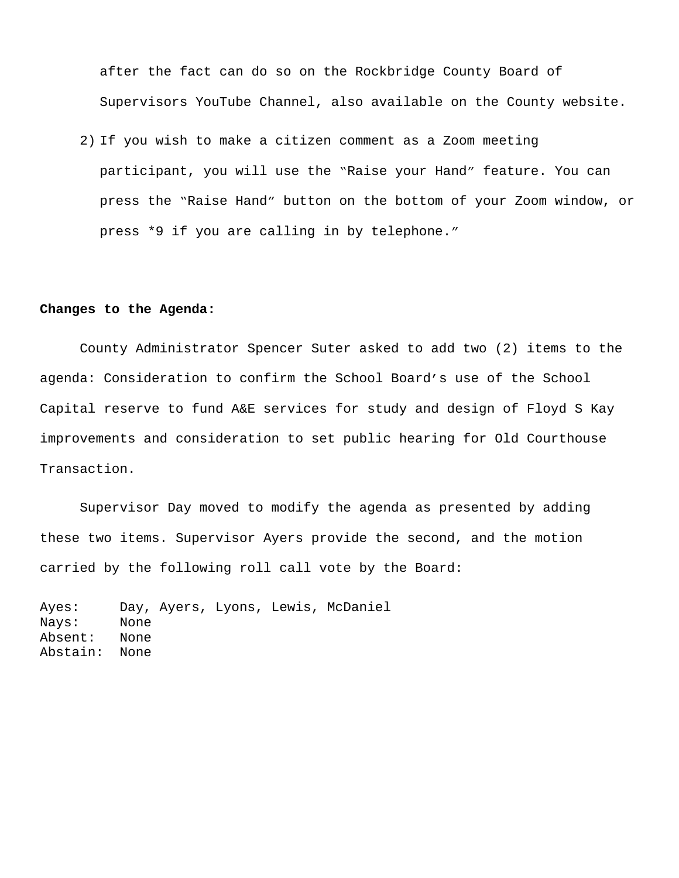after the fact can do so on the Rockbridge County Board of Supervisors YouTube Channel, also available on the County website.

2) If you wish to make a citizen comment as a Zoom meeting participant, you will use the "Raise your Hand" feature. You can press the "Raise Hand" button on the bottom of your Zoom window, or press *9 if you are calling in by telephone."

**Changes to the Agenda:**

County Administrator Spencer Suter asked to add two (2) items to the agenda: Consideration to confirm the School Board's use of the School Capital reserve to fund A&E services for study and design of Floyd S Kay improvements and consideration to set public hearing for Old Courthouse Transaction.

Supervisor Day moved to modify the agenda as presented by adding these two items. Supervisor Ayers provide the second, and the motion carried by the following roll call vote by the Board:

Ayes: Day, Ayers, Lyons, Lewis, McDaniel
Nays: None
Absent: None
Abstain: None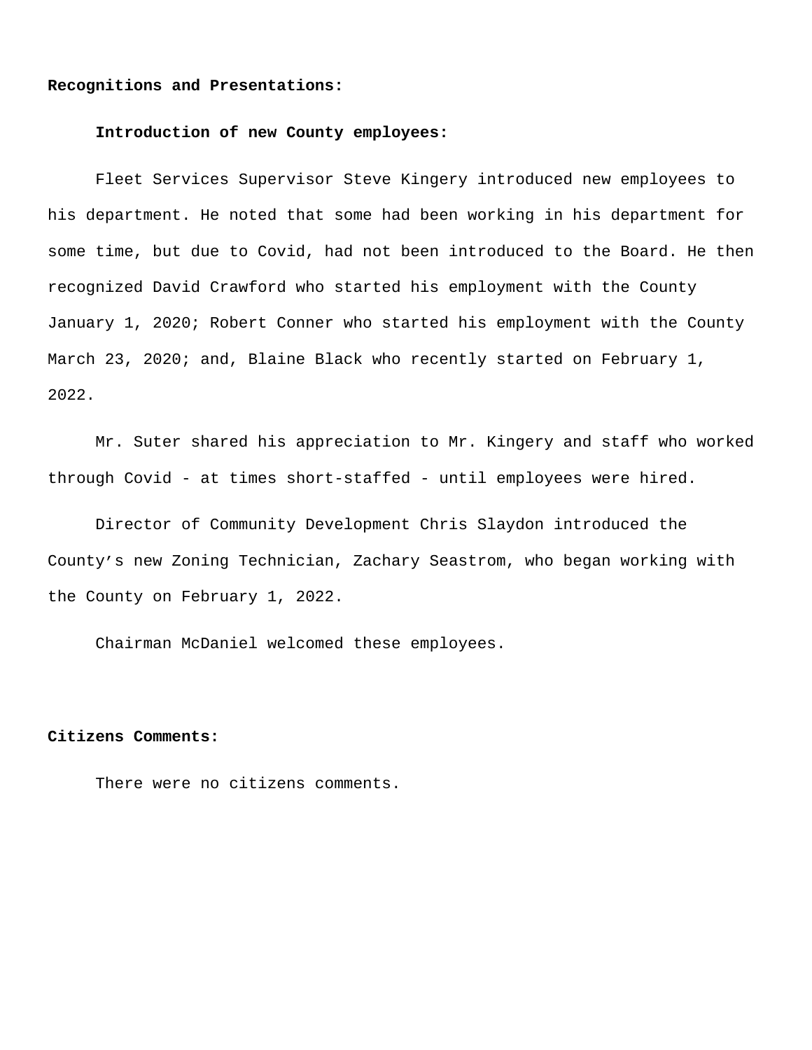**Recognitions and Presentations:**

**Introduction of new County employees:**

Fleet Services Supervisor Steve Kingery introduced new employees to his department. He noted that some had been working in his department for some time, but due to Covid, had not been introduced to the Board. He then recognized David Crawford who started his employment with the County January 1, 2020; Robert Conner who started his employment with the County March 23, 2020; and, Blaine Black who recently started on February 1, 2022.

Mr. Suter shared his appreciation to Mr. Kingery and staff who worked through Covid - at times short-staffed - until employees were hired.

Director of Community Development Chris Slaydon introduced the County's new Zoning Technician, Zachary Seastrom, who began working with the County on February 1, 2022.

Chairman McDaniel welcomed these employees.

**Citizens Comments:**

There were no citizens comments.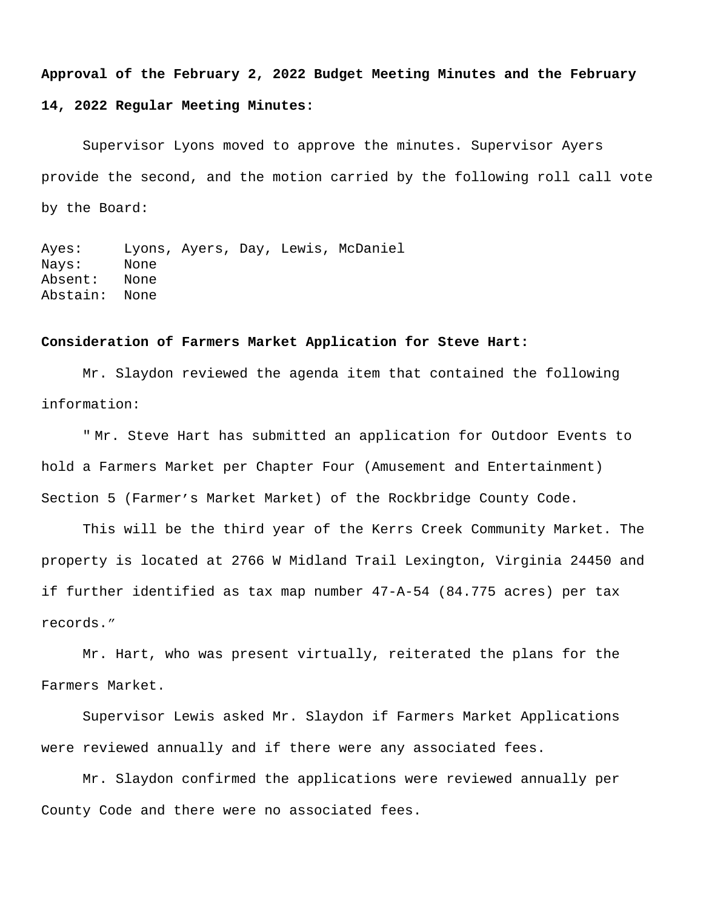**Approval of the February 2, 2022 Budget Meeting Minutes and the February 14, 2022 Regular Meeting Minutes:**

Supervisor Lyons moved to approve the minutes. Supervisor Ayers provide the second, and the motion carried by the following roll call vote by the Board:

Ayes: Lyons, Ayers, Day, Lewis, McDaniel
Nays: None
Absent: None
Abstain: None

**Consideration of Farmers Market Application for Steve Hart:**

Mr. Slaydon reviewed the agenda item that contained the following information:

" Mr. Steve Hart has submitted an application for Outdoor Events to hold a Farmers Market per Chapter Four (Amusement and Entertainment) Section 5 (Farmer's Market Market) of the Rockbridge County Code.

This will be the third year of the Kerrs Creek Community Market. The property is located at 2766 W Midland Trail Lexington, Virginia 24450 and if further identified as tax map number 47-A-54 (84.775 acres) per tax records."

Mr. Hart, who was present virtually, reiterated the plans for the Farmers Market.

Supervisor Lewis asked Mr. Slaydon if Farmers Market Applications were reviewed annually and if there were any associated fees.

Mr. Slaydon confirmed the applications were reviewed annually per County Code and there were no associated fees.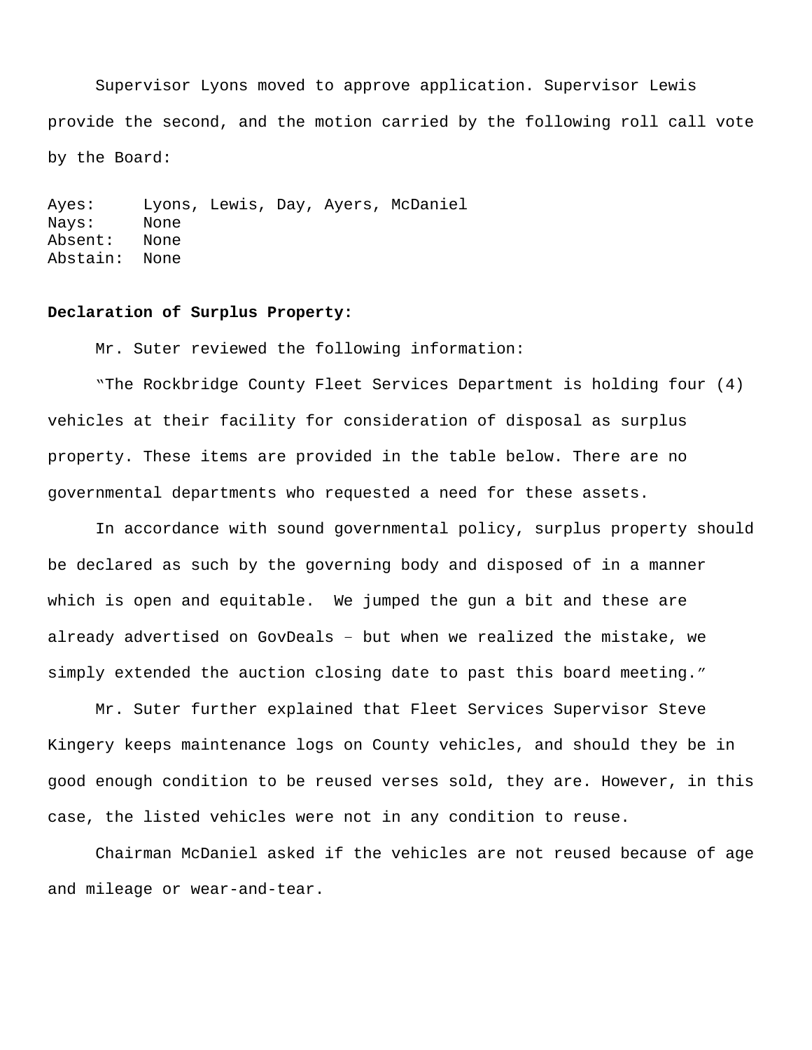Supervisor Lyons moved to approve application. Supervisor Lewis provide the second, and the motion carried by the following roll call vote by the Board:

Ayes: Lyons, Lewis, Day, Ayers, McDaniel
Nays: None
Absent: None
Abstain: None

**Declaration of Surplus Property:**

Mr. Suter reviewed the following information:

"The Rockbridge County Fleet Services Department is holding four (4) vehicles at their facility for consideration of disposal as surplus property. These items are provided in the table below. There are no governmental departments who requested a need for these assets.

In accordance with sound governmental policy, surplus property should be declared as such by the governing body and disposed of in a manner which is open and equitable. We jumped the gun a bit and these are already advertised on GovDeals – but when we realized the mistake, we simply extended the auction closing date to past this board meeting."

Mr. Suter further explained that Fleet Services Supervisor Steve Kingery keeps maintenance logs on County vehicles, and should they be in good enough condition to be reused verses sold, they are. However, in this case, the listed vehicles were not in any condition to reuse.

Chairman McDaniel asked if the vehicles are not reused because of age and mileage or wear-and-tear.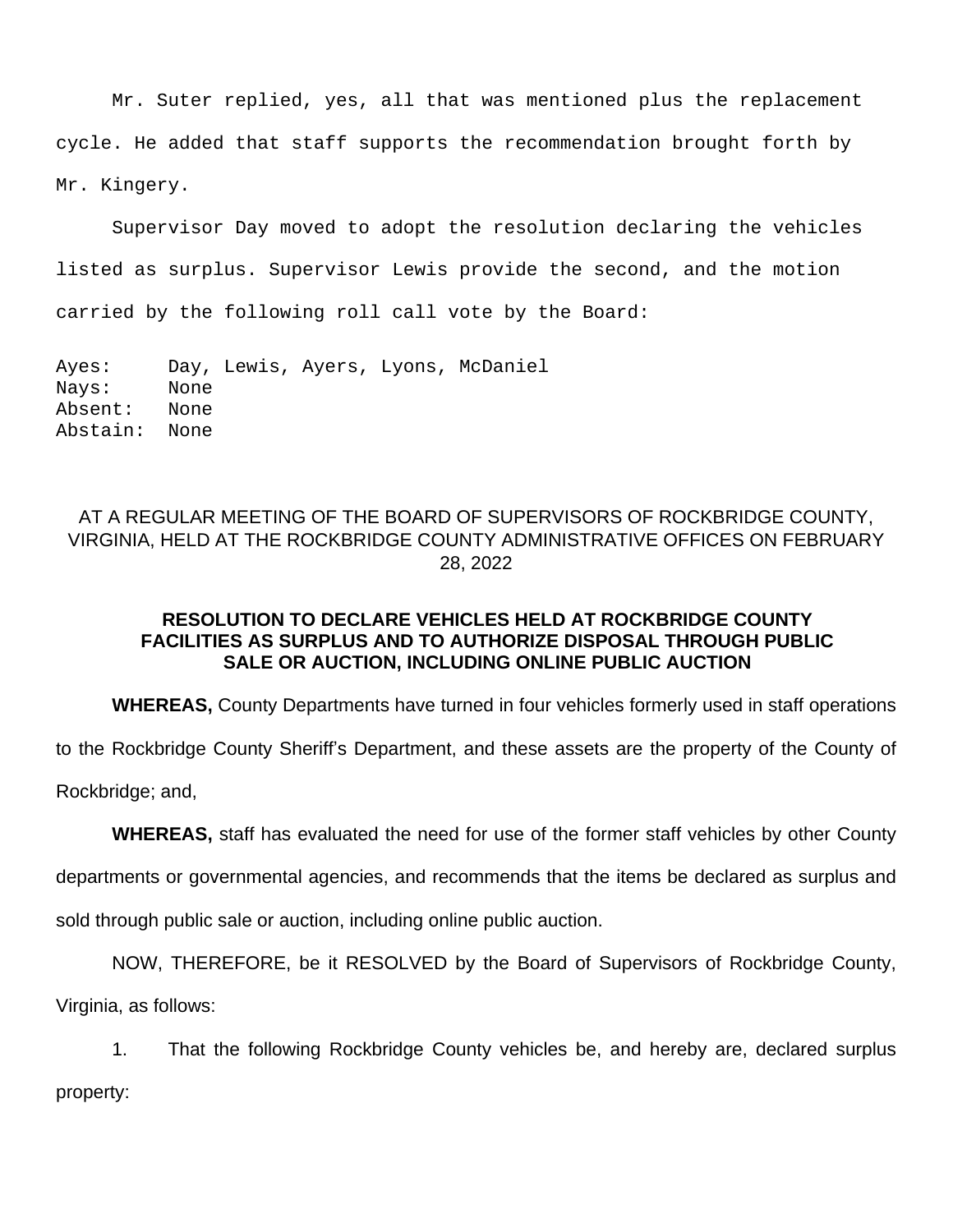Mr. Suter replied, yes, all that was mentioned plus the replacement cycle. He added that staff supports the recommendation brought forth by Mr. Kingery.

Supervisor Day moved to adopt the resolution declaring the vehicles listed as surplus. Supervisor Lewis provide the second, and the motion carried by the following roll call vote by the Board:

Ayes: Day, Lewis, Ayers, Lyons, McDaniel
Nays: None
Absent: None
Abstain: None

AT A REGULAR MEETING OF THE BOARD OF SUPERVISORS OF ROCKBRIDGE COUNTY, VIRGINIA, HELD AT THE ROCKBRIDGE COUNTY ADMINISTRATIVE OFFICES ON FEBRUARY 28, 2022

**RESOLUTION TO DECLARE VEHICLES HELD AT ROCKBRIDGE COUNTY FACILITIES AS SURPLUS AND TO AUTHORIZE DISPOSAL THROUGH PUBLIC SALE OR AUCTION, INCLUDING ONLINE PUBLIC AUCTION**

**WHEREAS,** County Departments have turned in four vehicles formerly used in staff operations to the Rockbridge County Sheriff's Department, and these assets are the property of the County of Rockbridge; and,

**WHEREAS,** staff has evaluated the need for use of the former staff vehicles by other County departments or governmental agencies, and recommends that the items be declared as surplus and sold through public sale or auction, including online public auction.

NOW, THEREFORE, be it RESOLVED by the Board of Supervisors of Rockbridge County, Virginia, as follows:

1. That the following Rockbridge County vehicles be, and hereby are, declared surplus property: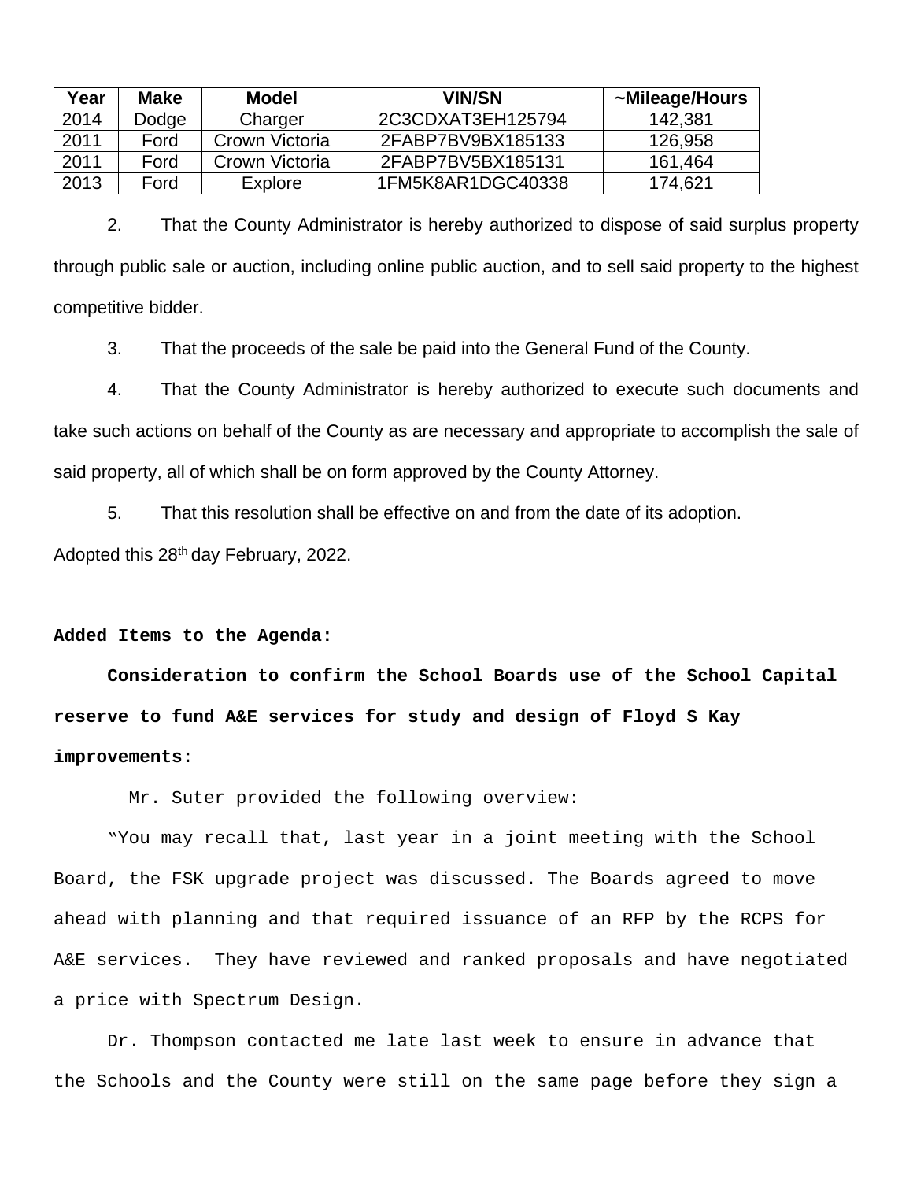| Year | Make | Model | VIN/SN | ~Mileage/Hours |
|---|---|---|---|---|
| 2014 | Dodge | Charger | 2C3CDXAT3EH125794 | 142,381 |
| 2011 | Ford | Crown Victoria | 2FABP7BV9BX185133 | 126,958 |
| 2011 | Ford | Crown Victoria | 2FABP7BV5BX185131 | 161,464 |
| 2013 | Ford | Explore | 1FM5K8AR1DGC40338 | 174,621 |

2. That the County Administrator is hereby authorized to dispose of said surplus property through public sale or auction, including online public auction, and to sell said property to the highest competitive bidder.

3. That the proceeds of the sale be paid into the General Fund of the County.

4. That the County Administrator is hereby authorized to execute such documents and take such actions on behalf of the County as are necessary and appropriate to accomplish the sale of said property, all of which shall be on form approved by the County Attorney.

5. That this resolution shall be effective on and from the date of its adoption.

Adopted this 28th day February, 2022.

**Added Items to the Agenda:**

**Consideration to confirm the School Boards use of the School Capital reserve to fund A&E services for study and design of Floyd S Kay improvements:**

Mr. Suter provided the following overview:

"You may recall that, last year in a joint meeting with the School Board, the FSK upgrade project was discussed. The Boards agreed to move ahead with planning and that required issuance of an RFP by the RCPS for A&E services. They have reviewed and ranked proposals and have negotiated a price with Spectrum Design.

Dr. Thompson contacted me late last week to ensure in advance that the Schools and the County were still on the same page before they sign a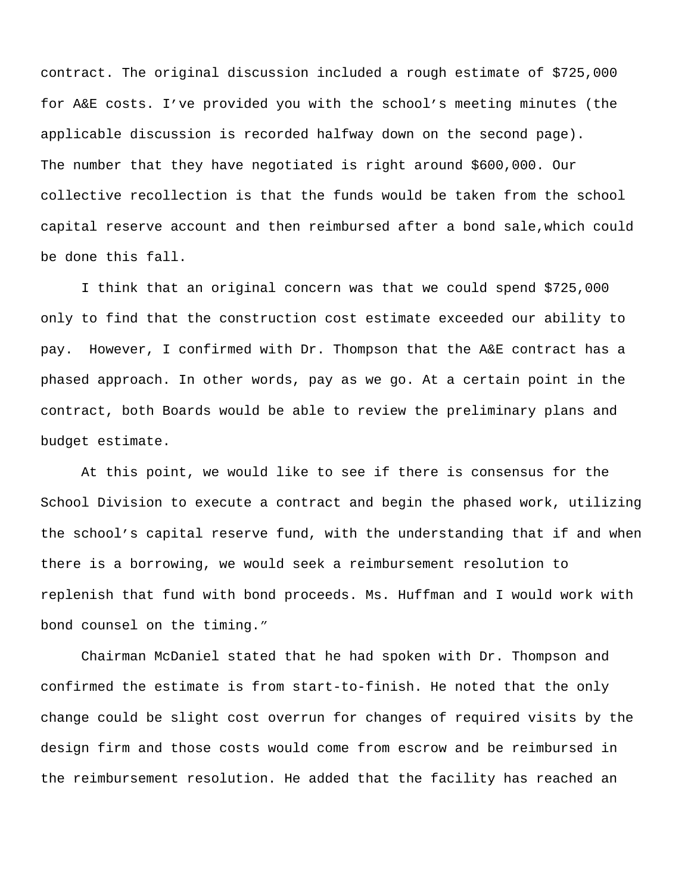contract. The original discussion included a rough estimate of $725,000 for A&E costs. I've provided you with the school's meeting minutes (the applicable discussion is recorded halfway down on the second page). The number that they have negotiated is right around $600,000. Our collective recollection is that the funds would be taken from the school capital reserve account and then reimbursed after a bond sale,which could be done this fall.

I think that an original concern was that we could spend $725,000 only to find that the construction cost estimate exceeded our ability to pay.  However, I confirmed with Dr. Thompson that the A&E contract has a phased approach. In other words, pay as we go. At a certain point in the contract, both Boards would be able to review the preliminary plans and budget estimate.

At this point, we would like to see if there is consensus for the School Division to execute a contract and begin the phased work, utilizing the school's capital reserve fund, with the understanding that if and when there is a borrowing, we would seek a reimbursement resolution to replenish that fund with bond proceeds. Ms. Huffman and I would work with bond counsel on the timing."

Chairman McDaniel stated that he had spoken with Dr. Thompson and confirmed the estimate is from start-to-finish. He noted that the only change could be slight cost overrun for changes of required visits by the design firm and those costs would come from escrow and be reimbursed in the reimbursement resolution. He added that the facility has reached an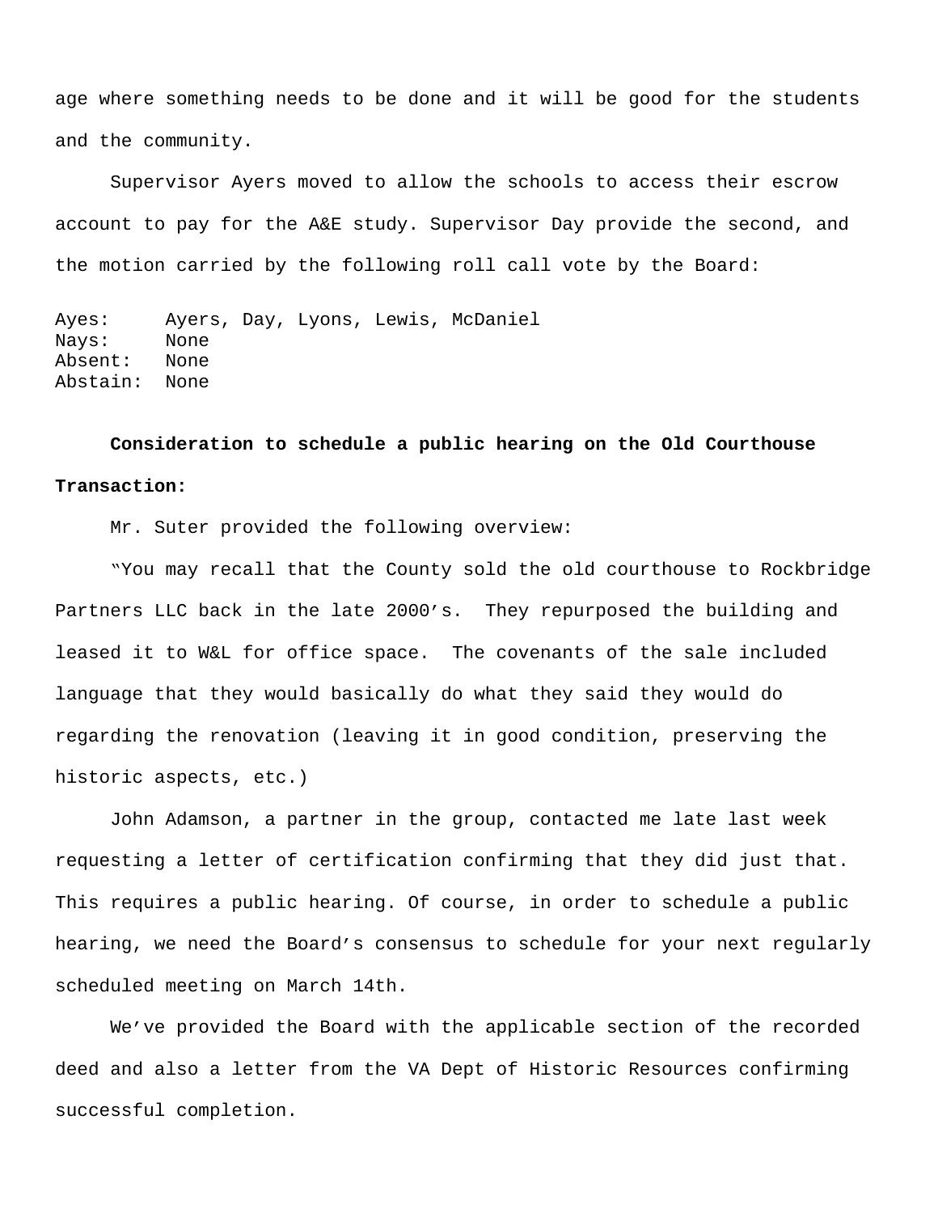age where something needs to be done and it will be good for the students and the community.

Supervisor Ayers moved to allow the schools to access their escrow account to pay for the A&E study. Supervisor Day provide the second, and the motion carried by the following roll call vote by the Board:

Ayes: Ayers, Day, Lyons, Lewis, McDaniel
Nays: None
Absent: None
Abstain: None

**Consideration to schedule a public hearing on the Old Courthouse Transaction:**

Mr. Suter provided the following overview:

"You may recall that the County sold the old courthouse to Rockbridge Partners LLC back in the late 2000's. They repurposed the building and leased it to W&L for office space. The covenants of the sale included language that they would basically do what they said they would do regarding the renovation (leaving it in good condition, preserving the historic aspects, etc.)

John Adamson, a partner in the group, contacted me late last week requesting a letter of certification confirming that they did just that. This requires a public hearing. Of course, in order to schedule a public hearing, we need the Board's consensus to schedule for your next regularly scheduled meeting on March 14th.

We've provided the Board with the applicable section of the recorded deed and also a letter from the VA Dept of Historic Resources confirming successful completion.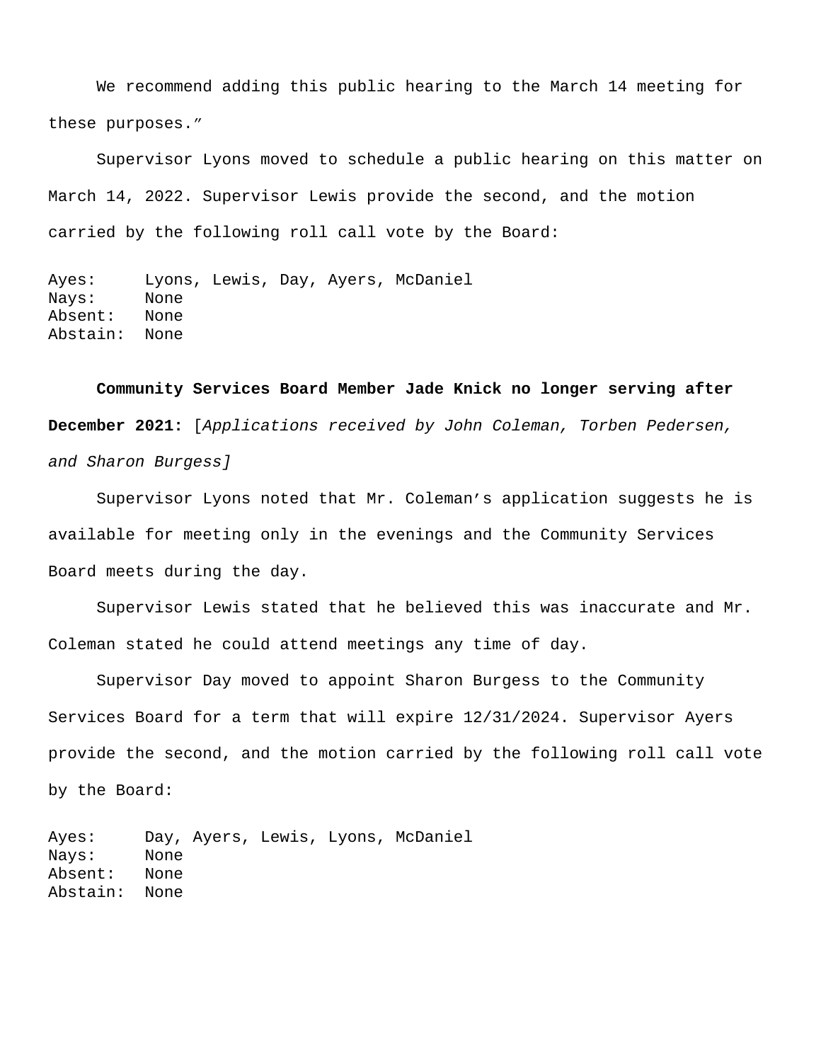We recommend adding this public hearing to the March 14 meeting for these purposes.”

Supervisor Lyons moved to schedule a public hearing on this matter on March 14, 2022. Supervisor Lewis provide the second, and the motion carried by the following roll call vote by the Board:

Ayes: Lyons, Lewis, Day, Ayers, McDaniel
Nays: None
Absent: None
Abstain: None

**Community Services Board Member Jade Knick no longer serving after December 2021:** [*Applications received by John Coleman, Torben Pedersen, and Sharon Burgess*]

Supervisor Lyons noted that Mr. Coleman’s application suggests he is available for meeting only in the evenings and the Community Services Board meets during the day.

Supervisor Lewis stated that he believed this was inaccurate and Mr. Coleman stated he could attend meetings any time of day.

Supervisor Day moved to appoint Sharon Burgess to the Community Services Board for a term that will expire 12/31/2024. Supervisor Ayers provide the second, and the motion carried by the following roll call vote by the Board:

Ayes: Day, Ayers, Lewis, Lyons, McDaniel
Nays: None
Absent: None
Abstain: None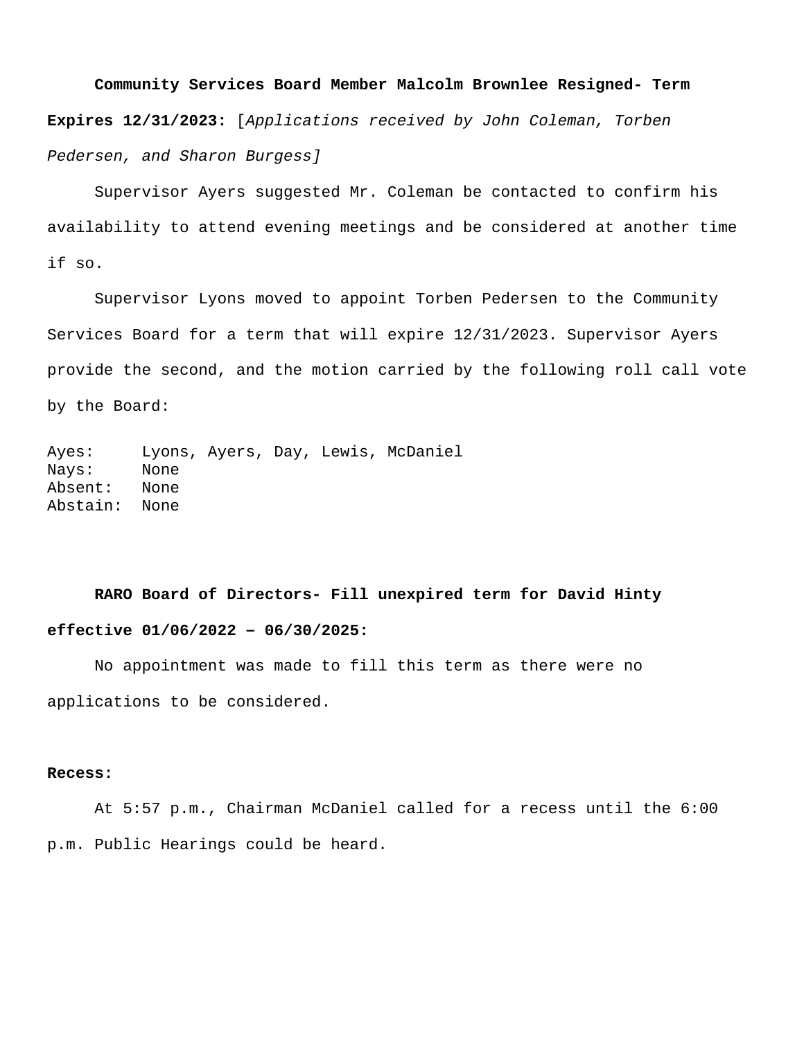**Community Services Board Member Malcolm Brownlee Resigned- Term Expires 12/31/2023:** [*Applications received by John Coleman, Torben Pedersen, and Sharon Burgess*]

Supervisor Ayers suggested Mr. Coleman be contacted to confirm his availability to attend evening meetings and be considered at another time if so.

Supervisor Lyons moved to appoint Torben Pedersen to the Community Services Board for a term that will expire 12/31/2023. Supervisor Ayers provide the second, and the motion carried by the following roll call vote by the Board:

```
Ayes:     Lyons, Ayers, Day, Lewis, McDaniel
Nays:     None
Absent:   None
Abstain:  None
```

**RARO Board of Directors- Fill unexpired term for David Hinty effective 01/06/2022 – 06/30/2025:**

No appointment was made to fill this term as there were no applications to be considered.

**Recess:**

At 5:57 p.m., Chairman McDaniel called for a recess until the 6:00 p.m. Public Hearings could be heard.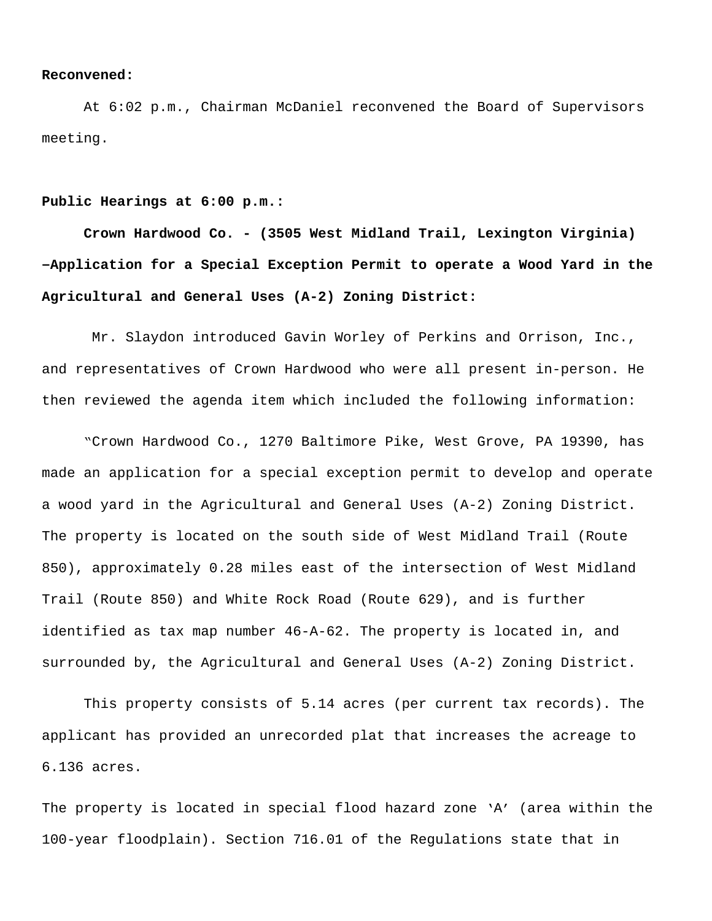**Reconvened:**

At 6:02 p.m., Chairman McDaniel reconvened the Board of Supervisors meeting.

**Public Hearings at 6:00 p.m.:**

**Crown Hardwood Co. - (3505 West Midland Trail, Lexington Virginia) –Application for a Special Exception Permit to operate a Wood Yard in the Agricultural and General Uses (A-2) Zoning District:**

Mr. Slaydon introduced Gavin Worley of Perkins and Orrison, Inc., and representatives of Crown Hardwood who were all present in-person. He then reviewed the agenda item which included the following information:

"Crown Hardwood Co., 1270 Baltimore Pike, West Grove, PA 19390, has made an application for a special exception permit to develop and operate a wood yard in the Agricultural and General Uses (A-2) Zoning District. The property is located on the south side of West Midland Trail (Route 850), approximately 0.28 miles east of the intersection of West Midland Trail (Route 850) and White Rock Road (Route 629), and is further identified as tax map number 46-A-62. The property is located in, and surrounded by, the Agricultural and General Uses (A-2) Zoning District.

This property consists of 5.14 acres (per current tax records). The applicant has provided an unrecorded plat that increases the acreage to 6.136 acres.

The property is located in special flood hazard zone 'A' (area within the 100-year floodplain). Section 716.01 of the Regulations state that in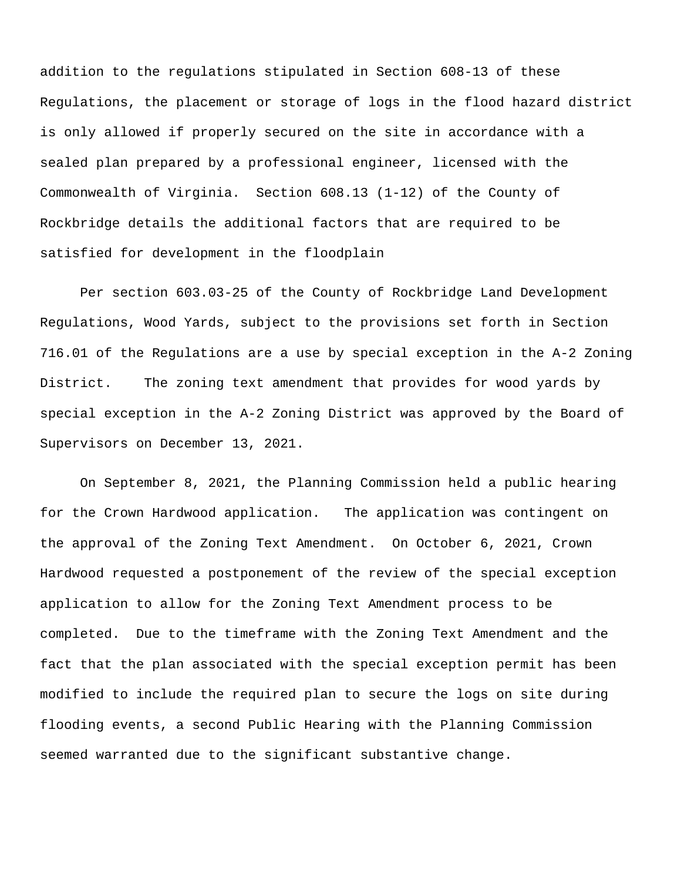addition to the regulations stipulated in Section 608-13 of these Regulations, the placement or storage of logs in the flood hazard district is only allowed if properly secured on the site in accordance with a sealed plan prepared by a professional engineer, licensed with the Commonwealth of Virginia. Section 608.13 (1-12) of the County of Rockbridge details the additional factors that are required to be satisfied for development in the floodplain

Per section 603.03-25 of the County of Rockbridge Land Development Regulations, Wood Yards, subject to the provisions set forth in Section 716.01 of the Regulations are a use by special exception in the A-2 Zoning District. The zoning text amendment that provides for wood yards by special exception in the A-2 Zoning District was approved by the Board of Supervisors on December 13, 2021.

On September 8, 2021, the Planning Commission held a public hearing for the Crown Hardwood application. The application was contingent on the approval of the Zoning Text Amendment. On October 6, 2021, Crown Hardwood requested a postponement of the review of the special exception application to allow for the Zoning Text Amendment process to be completed. Due to the timeframe with the Zoning Text Amendment and the fact that the plan associated with the special exception permit has been modified to include the required plan to secure the logs on site during flooding events, a second Public Hearing with the Planning Commission seemed warranted due to the significant substantive change.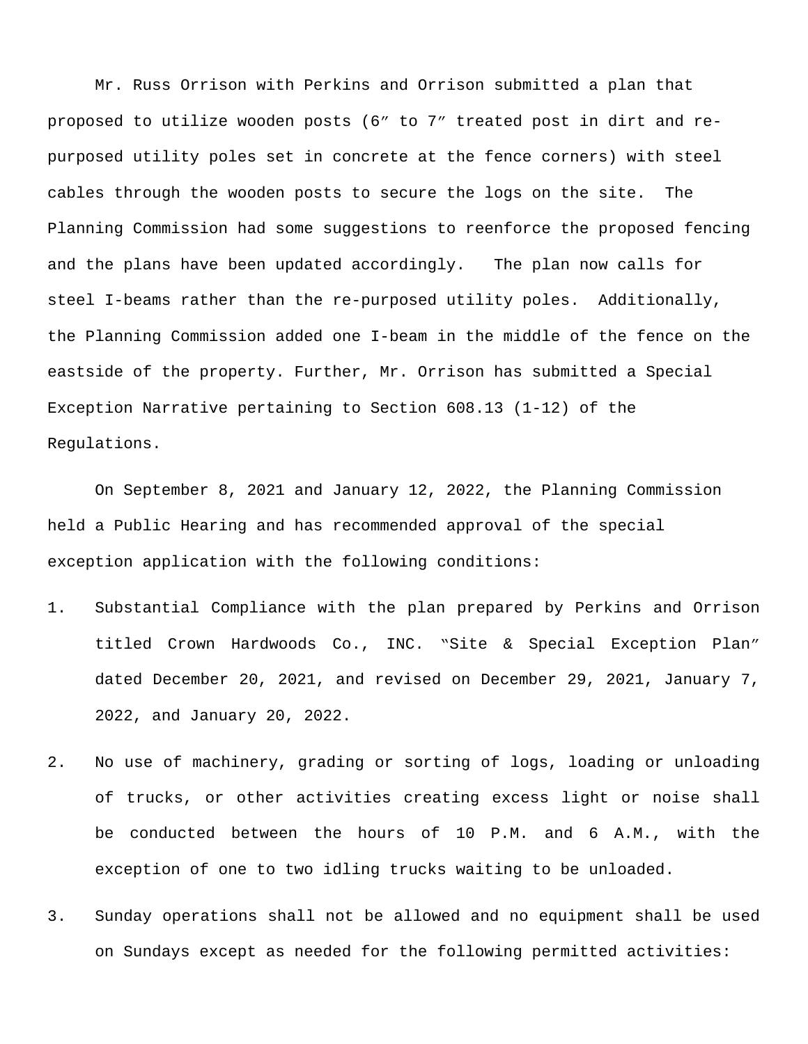Mr. Russ Orrison with Perkins and Orrison submitted a plan that proposed to utilize wooden posts (6″ to 7″ treated post in dirt and re-purposed utility poles set in concrete at the fence corners) with steel cables through the wooden posts to secure the logs on the site. The Planning Commission had some suggestions to reenforce the proposed fencing and the plans have been updated accordingly. The plan now calls for steel I-beams rather than the re-purposed utility poles. Additionally, the Planning Commission added one I-beam in the middle of the fence on the eastside of the property. Further, Mr. Orrison has submitted a Special Exception Narrative pertaining to Section 608.13 (1-12) of the Regulations.

On September 8, 2021 and January 12, 2022, the Planning Commission held a Public Hearing and has recommended approval of the special exception application with the following conditions:

1. Substantial Compliance with the plan prepared by Perkins and Orrison titled Crown Hardwoods Co., INC. "Site & Special Exception Plan" dated December 20, 2021, and revised on December 29, 2021, January 7, 2022, and January 20, 2022.
2. No use of machinery, grading or sorting of logs, loading or unloading of trucks, or other activities creating excess light or noise shall be conducted between the hours of 10 P.M. and 6 A.M., with the exception of one to two idling trucks waiting to be unloaded.
3. Sunday operations shall not be allowed and no equipment shall be used on Sundays except as needed for the following permitted activities: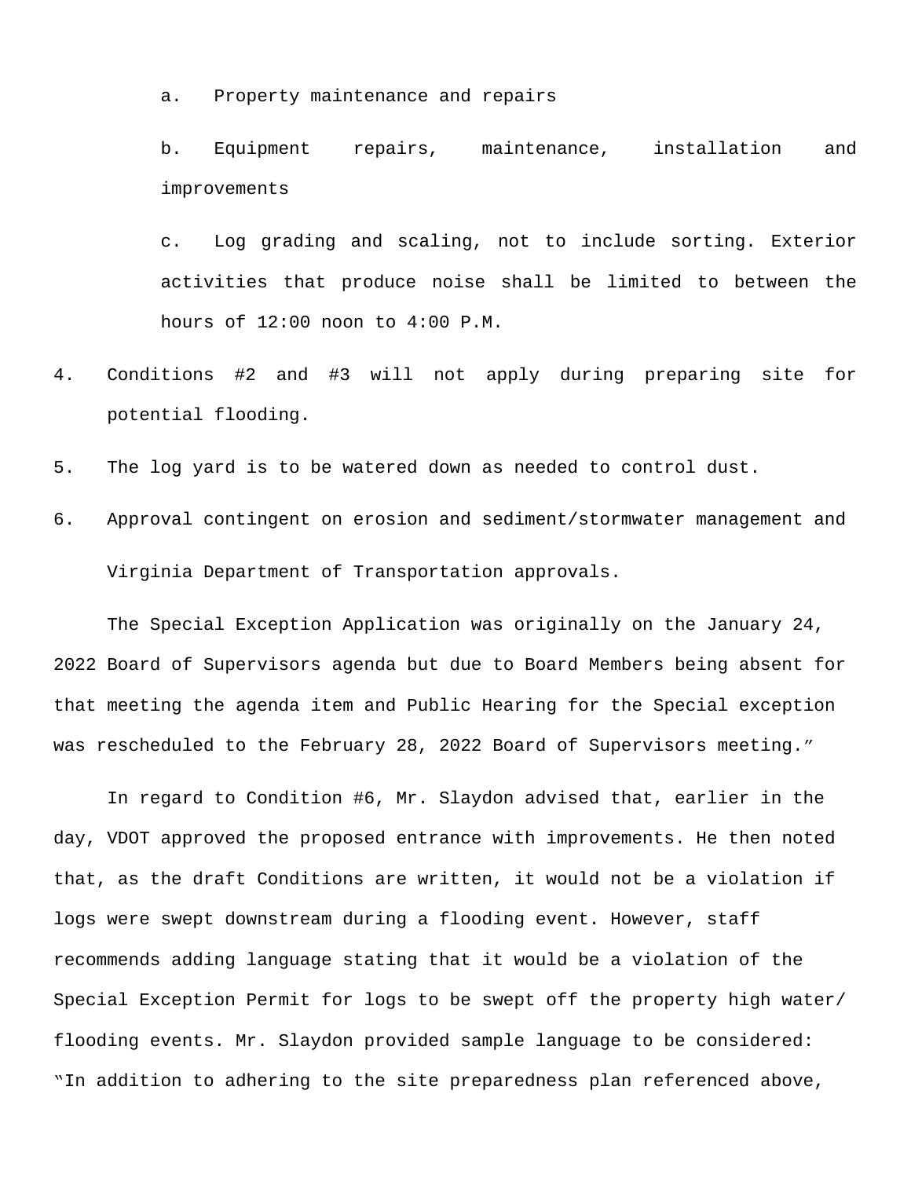a. Property maintenance and repairs

b. Equipment repairs, maintenance, installation and improvements

c. Log grading and scaling, not to include sorting. Exterior activities that produce noise shall be limited to between the hours of 12:00 noon to 4:00 P.M.

4. Conditions #2 and #3 will not apply during preparing site for potential flooding.

5. The log yard is to be watered down as needed to control dust.

6. Approval contingent on erosion and sediment/stormwater management and Virginia Department of Transportation approvals.

The Special Exception Application was originally on the January 24, 2022 Board of Supervisors agenda but due to Board Members being absent for that meeting the agenda item and Public Hearing for the Special exception was rescheduled to the February 28, 2022 Board of Supervisors meeting."

In regard to Condition #6, Mr. Slaydon advised that, earlier in the day, VDOT approved the proposed entrance with improvements. He then noted that, as the draft Conditions are written, it would not be a violation if logs were swept downstream during a flooding event. However, staff recommends adding language stating that it would be a violation of the Special Exception Permit for logs to be swept off the property high water/ flooding events. Mr. Slaydon provided sample language to be considered: "In addition to adhering to the site preparedness plan referenced above,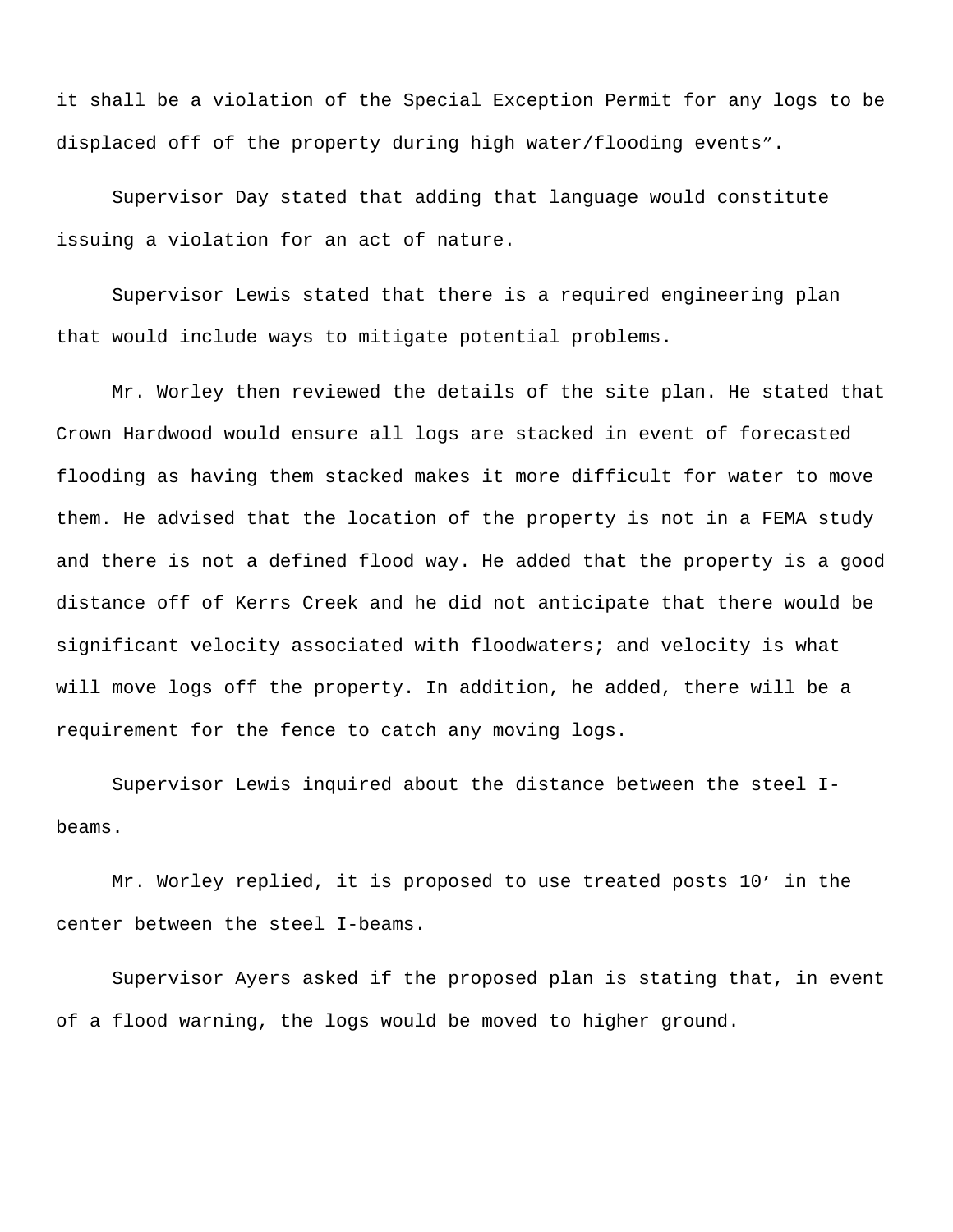it shall be a violation of the Special Exception Permit for any logs to be displaced off of the property during high water/flooding events″.

Supervisor Day stated that adding that language would constitute issuing a violation for an act of nature.

Supervisor Lewis stated that there is a required engineering plan that would include ways to mitigate potential problems.

Mr. Worley then reviewed the details of the site plan. He stated that Crown Hardwood would ensure all logs are stacked in event of forecasted flooding as having them stacked makes it more difficult for water to move them. He advised that the location of the property is not in a FEMA study and there is not a defined flood way. He added that the property is a good distance off of Kerrs Creek and he did not anticipate that there would be significant velocity associated with floodwaters; and velocity is what will move logs off the property. In addition, he added, there will be a requirement for the fence to catch any moving logs.

Supervisor Lewis inquired about the distance between the steel I-beams.

Mr. Worley replied, it is proposed to use treated posts 10′ in the center between the steel I-beams.

Supervisor Ayers asked if the proposed plan is stating that, in event of a flood warning, the logs would be moved to higher ground.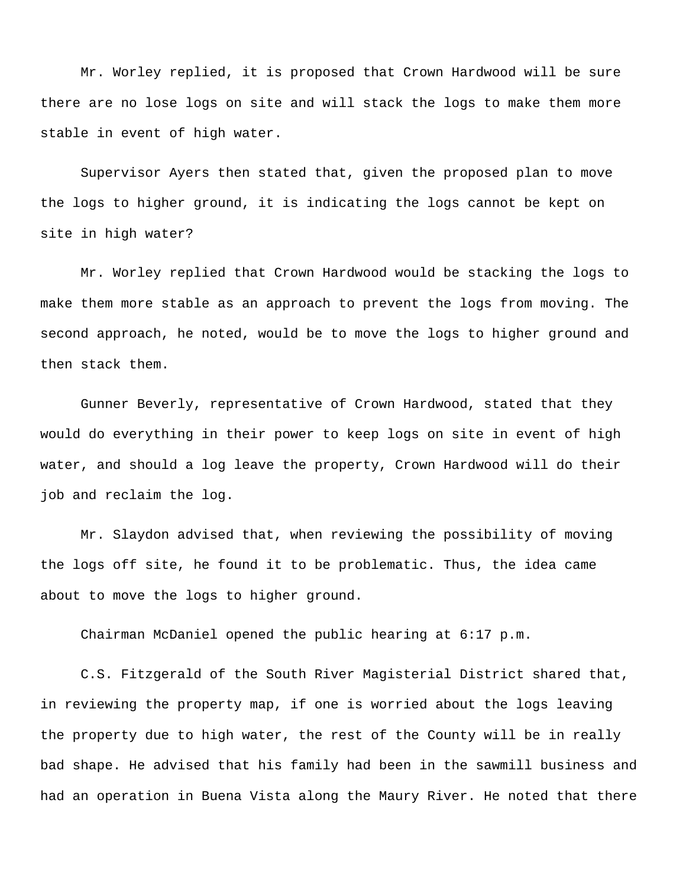Mr. Worley replied, it is proposed that Crown Hardwood will be sure there are no lose logs on site and will stack the logs to make them more stable in event of high water.

Supervisor Ayers then stated that, given the proposed plan to move the logs to higher ground, it is indicating the logs cannot be kept on site in high water?

Mr. Worley replied that Crown Hardwood would be stacking the logs to make them more stable as an approach to prevent the logs from moving. The second approach, he noted, would be to move the logs to higher ground and then stack them.

Gunner Beverly, representative of Crown Hardwood, stated that they would do everything in their power to keep logs on site in event of high water, and should a log leave the property, Crown Hardwood will do their job and reclaim the log.

Mr. Slaydon advised that, when reviewing the possibility of moving the logs off site, he found it to be problematic. Thus, the idea came about to move the logs to higher ground.

Chairman McDaniel opened the public hearing at 6:17 p.m.

C.S. Fitzgerald of the South River Magisterial District shared that, in reviewing the property map, if one is worried about the logs leaving the property due to high water, the rest of the County will be in really bad shape. He advised that his family had been in the sawmill business and had an operation in Buena Vista along the Maury River. He noted that there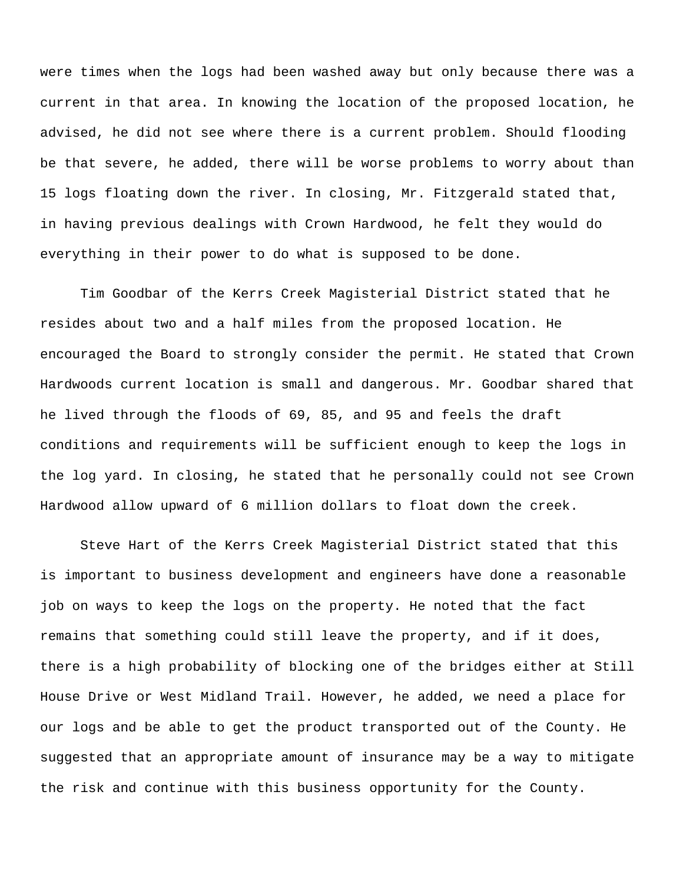were times when the logs had been washed away but only because there was a current in that area. In knowing the location of the proposed location, he advised, he did not see where there is a current problem. Should flooding be that severe, he added, there will be worse problems to worry about than 15 logs floating down the river. In closing, Mr. Fitzgerald stated that, in having previous dealings with Crown Hardwood, he felt they would do everything in their power to do what is supposed to be done.

Tim Goodbar of the Kerrs Creek Magisterial District stated that he resides about two and a half miles from the proposed location. He encouraged the Board to strongly consider the permit. He stated that Crown Hardwoods current location is small and dangerous. Mr. Goodbar shared that he lived through the floods of 69, 85, and 95 and feels the draft conditions and requirements will be sufficient enough to keep the logs in the log yard. In closing, he stated that he personally could not see Crown Hardwood allow upward of 6 million dollars to float down the creek.

Steve Hart of the Kerrs Creek Magisterial District stated that this is important to business development and engineers have done a reasonable job on ways to keep the logs on the property. He noted that the fact remains that something could still leave the property, and if it does, there is a high probability of blocking one of the bridges either at Still House Drive or West Midland Trail. However, he added, we need a place for our logs and be able to get the product transported out of the County. He suggested that an appropriate amount of insurance may be a way to mitigate the risk and continue with this business opportunity for the County.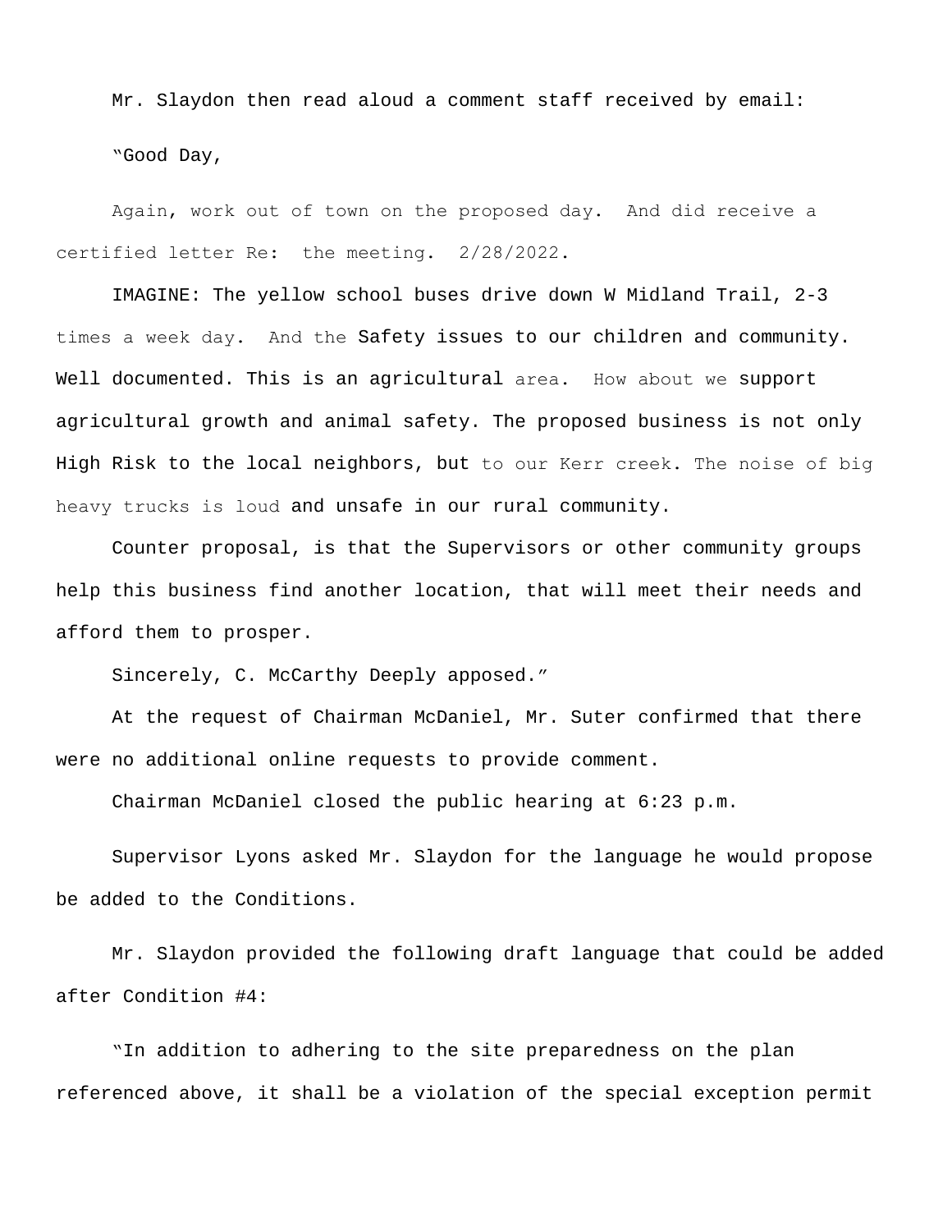Mr. Slaydon then read aloud a comment staff received by email:

"Good Day,

Again, work out of town on the proposed day. And did receive a certified letter Re: the meeting. 2/28/2022.

IMAGINE: The yellow school buses drive down W Midland Trail, 2-3 times a week day. And the Safety issues to our children and community. Well documented. This is an agricultural area. How about we support agricultural growth and animal safety. The proposed business is not only High Risk to the local neighbors, but to our Kerr creek. The noise of big heavy trucks is loud and unsafe in our rural community.

Counter proposal, is that the Supervisors or other community groups help this business find another location, that will meet their needs and afford them to prosper.

Sincerely, C. McCarthy Deeply apposed."

At the request of Chairman McDaniel, Mr. Suter confirmed that there were no additional online requests to provide comment.

Chairman McDaniel closed the public hearing at 6:23 p.m.

Supervisor Lyons asked Mr. Slaydon for the language he would propose be added to the Conditions.

Mr. Slaydon provided the following draft language that could be added after Condition #4:

"In addition to adhering to the site preparedness on the plan referenced above, it shall be a violation of the special exception permit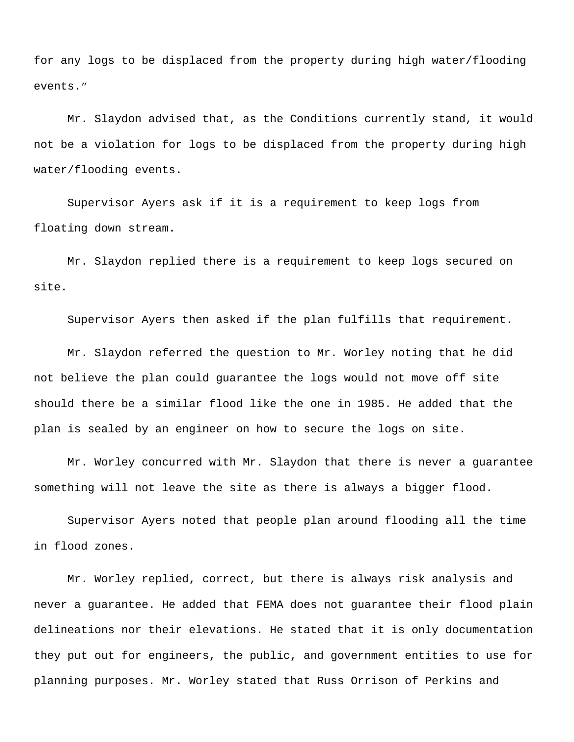for any logs to be displaced from the property during high water/flooding events."

Mr. Slaydon advised that, as the Conditions currently stand, it would not be a violation for logs to be displaced from the property during high water/flooding events.

Supervisor Ayers ask if it is a requirement to keep logs from floating down stream.

Mr. Slaydon replied there is a requirement to keep logs secured on site.

Supervisor Ayers then asked if the plan fulfills that requirement.

Mr. Slaydon referred the question to Mr. Worley noting that he did not believe the plan could guarantee the logs would not move off site should there be a similar flood like the one in 1985. He added that the plan is sealed by an engineer on how to secure the logs on site.

Mr. Worley concurred with Mr. Slaydon that there is never a guarantee something will not leave the site as there is always a bigger flood.

Supervisor Ayers noted that people plan around flooding all the time in flood zones.

Mr. Worley replied, correct, but there is always risk analysis and never a guarantee. He added that FEMA does not guarantee their flood plain delineations nor their elevations. He stated that it is only documentation they put out for engineers, the public, and government entities to use for planning purposes. Mr. Worley stated that Russ Orrison of Perkins and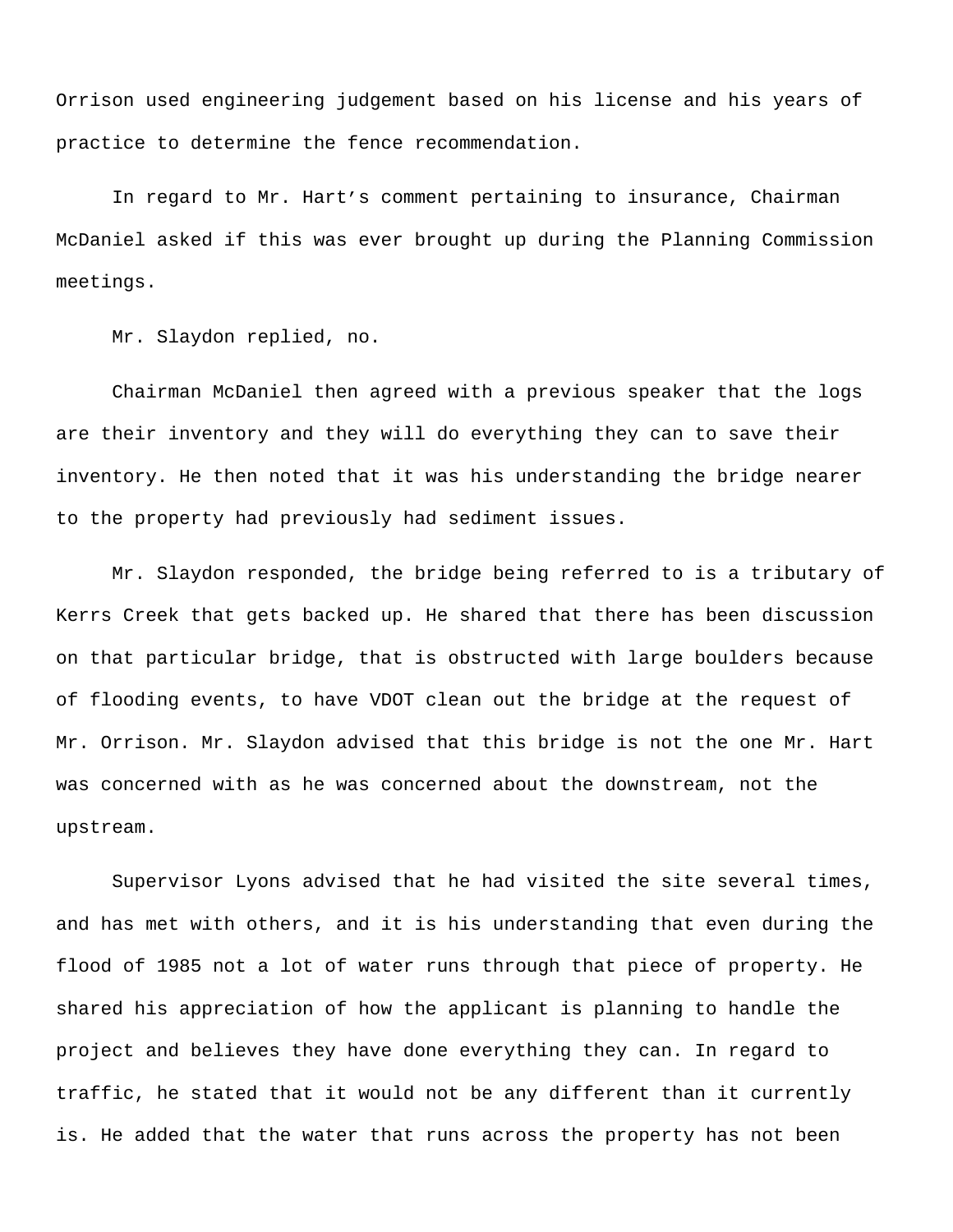Orrison used engineering judgement based on his license and his years of practice to determine the fence recommendation.

In regard to Mr. Hart's comment pertaining to insurance, Chairman McDaniel asked if this was ever brought up during the Planning Commission meetings.

Mr. Slaydon replied, no.

Chairman McDaniel then agreed with a previous speaker that the logs are their inventory and they will do everything they can to save their inventory. He then noted that it was his understanding the bridge nearer to the property had previously had sediment issues.

Mr. Slaydon responded, the bridge being referred to is a tributary of Kerrs Creek that gets backed up. He shared that there has been discussion on that particular bridge, that is obstructed with large boulders because of flooding events, to have VDOT clean out the bridge at the request of Mr. Orrison. Mr. Slaydon advised that this bridge is not the one Mr. Hart was concerned with as he was concerned about the downstream, not the upstream.

Supervisor Lyons advised that he had visited the site several times, and has met with others, and it is his understanding that even during the flood of 1985 not a lot of water runs through that piece of property. He shared his appreciation of how the applicant is planning to handle the project and believes they have done everything they can. In regard to traffic, he stated that it would not be any different than it currently is. He added that the water that runs across the property has not been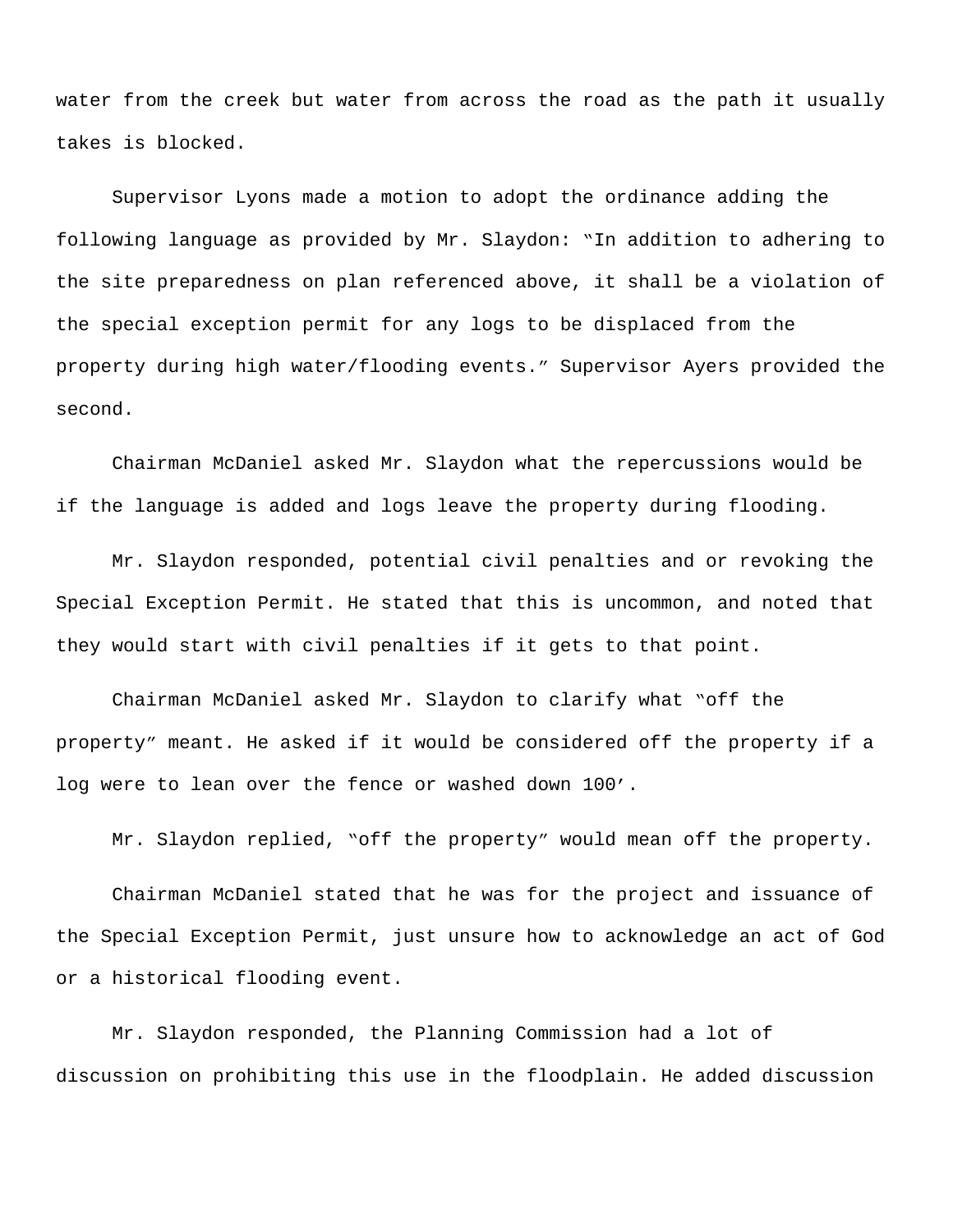water from the creek but water from across the road as the path it usually takes is blocked.

Supervisor Lyons made a motion to adopt the ordinance adding the following language as provided by Mr. Slaydon: "In addition to adhering to the site preparedness on plan referenced above, it shall be a violation of the special exception permit for any logs to be displaced from the property during high water/flooding events." Supervisor Ayers provided the second.

Chairman McDaniel asked Mr. Slaydon what the repercussions would be if the language is added and logs leave the property during flooding.

Mr. Slaydon responded, potential civil penalties and or revoking the Special Exception Permit. He stated that this is uncommon, and noted that they would start with civil penalties if it gets to that point.

Chairman McDaniel asked Mr. Slaydon to clarify what "off the property" meant. He asked if it would be considered off the property if a log were to lean over the fence or washed down 100'.

Mr. Slaydon replied, "off the property" would mean off the property.

Chairman McDaniel stated that he was for the project and issuance of the Special Exception Permit, just unsure how to acknowledge an act of God or a historical flooding event.

Mr. Slaydon responded, the Planning Commission had a lot of discussion on prohibiting this use in the floodplain. He added discussion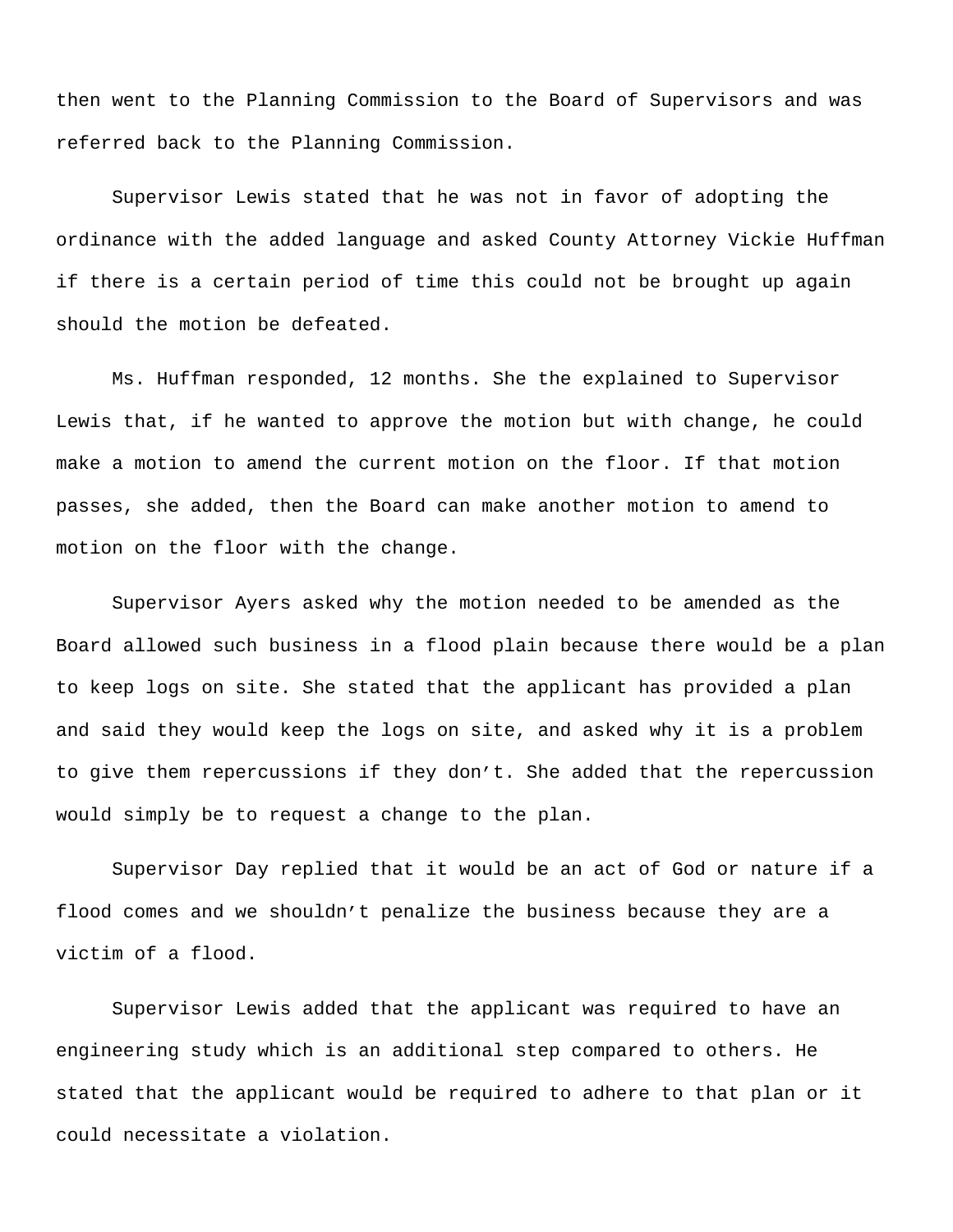then went to the Planning Commission to the Board of Supervisors and was referred back to the Planning Commission.

Supervisor Lewis stated that he was not in favor of adopting the ordinance with the added language and asked County Attorney Vickie Huffman if there is a certain period of time this could not be brought up again should the motion be defeated.

Ms. Huffman responded, 12 months. She the explained to Supervisor Lewis that, if he wanted to approve the motion but with change, he could make a motion to amend the current motion on the floor. If that motion passes, she added, then the Board can make another motion to amend to motion on the floor with the change.

Supervisor Ayers asked why the motion needed to be amended as the Board allowed such business in a flood plain because there would be a plan to keep logs on site. She stated that the applicant has provided a plan and said they would keep the logs on site, and asked why it is a problem to give them repercussions if they don't. She added that the repercussion would simply be to request a change to the plan.

Supervisor Day replied that it would be an act of God or nature if a flood comes and we shouldn't penalize the business because they are a victim of a flood.

Supervisor Lewis added that the applicant was required to have an engineering study which is an additional step compared to others. He stated that the applicant would be required to adhere to that plan or it could necessitate a violation.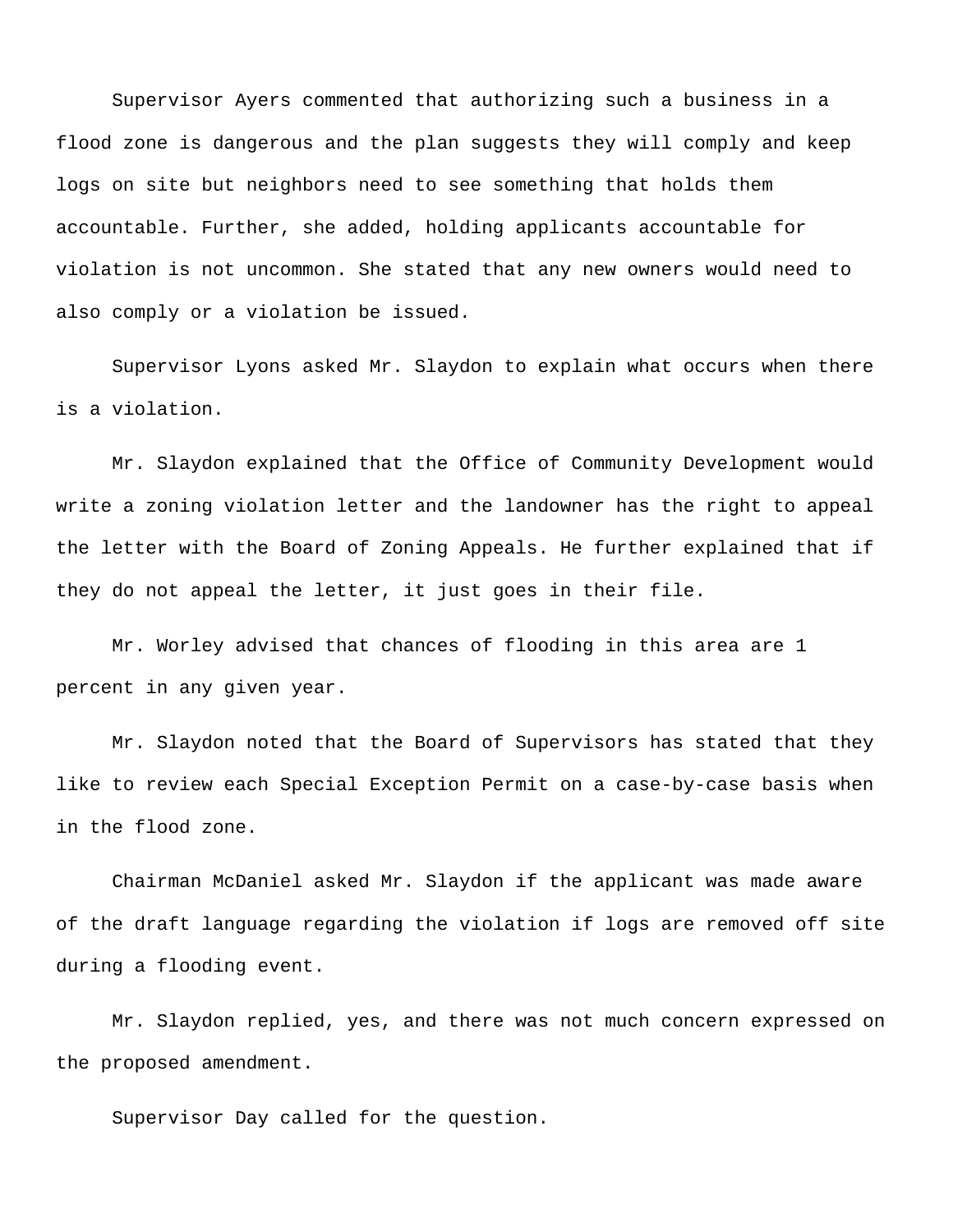Supervisor Ayers commented that authorizing such a business in a flood zone is dangerous and the plan suggests they will comply and keep logs on site but neighbors need to see something that holds them accountable. Further, she added, holding applicants accountable for violation is not uncommon. She stated that any new owners would need to also comply or a violation be issued.

Supervisor Lyons asked Mr. Slaydon to explain what occurs when there is a violation.

Mr. Slaydon explained that the Office of Community Development would write a zoning violation letter and the landowner has the right to appeal the letter with the Board of Zoning Appeals. He further explained that if they do not appeal the letter, it just goes in their file.

Mr. Worley advised that chances of flooding in this area are 1 percent in any given year.

Mr. Slaydon noted that the Board of Supervisors has stated that they like to review each Special Exception Permit on a case-by-case basis when in the flood zone.

Chairman McDaniel asked Mr. Slaydon if the applicant was made aware of the draft language regarding the violation if logs are removed off site during a flooding event.

Mr. Slaydon replied, yes, and there was not much concern expressed on the proposed amendment.

Supervisor Day called for the question.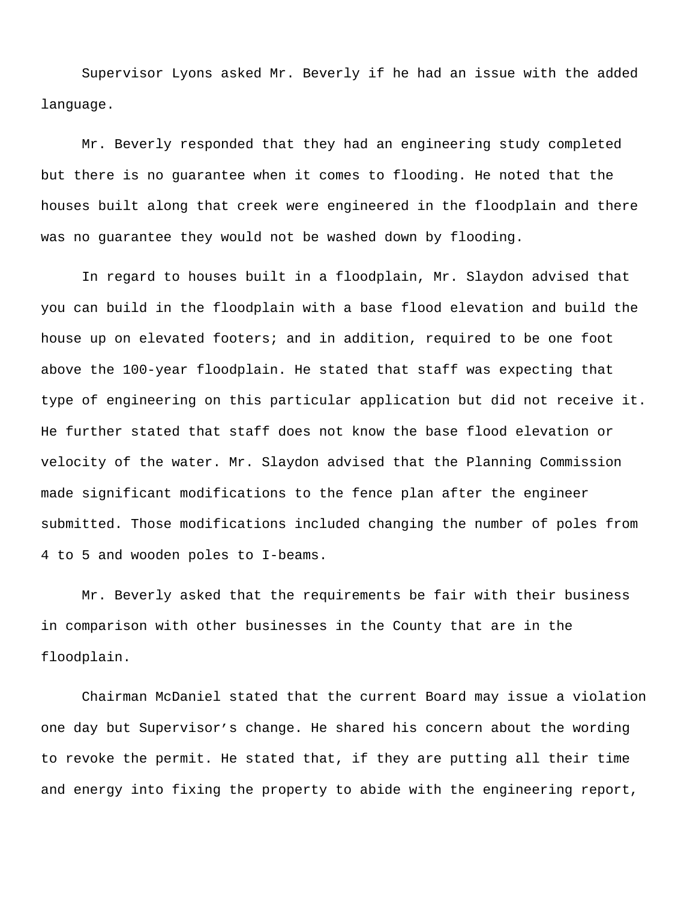Supervisor Lyons asked Mr. Beverly if he had an issue with the added language.

Mr. Beverly responded that they had an engineering study completed but there is no guarantee when it comes to flooding. He noted that the houses built along that creek were engineered in the floodplain and there was no guarantee they would not be washed down by flooding.

In regard to houses built in a floodplain, Mr. Slaydon advised that you can build in the floodplain with a base flood elevation and build the house up on elevated footers; and in addition, required to be one foot above the 100-year floodplain. He stated that staff was expecting that type of engineering on this particular application but did not receive it. He further stated that staff does not know the base flood elevation or velocity of the water. Mr. Slaydon advised that the Planning Commission made significant modifications to the fence plan after the engineer submitted. Those modifications included changing the number of poles from 4 to 5 and wooden poles to I-beams.

Mr. Beverly asked that the requirements be fair with their business in comparison with other businesses in the County that are in the floodplain.

Chairman McDaniel stated that the current Board may issue a violation one day but Supervisor's change. He shared his concern about the wording to revoke the permit. He stated that, if they are putting all their time and energy into fixing the property to abide with the engineering report,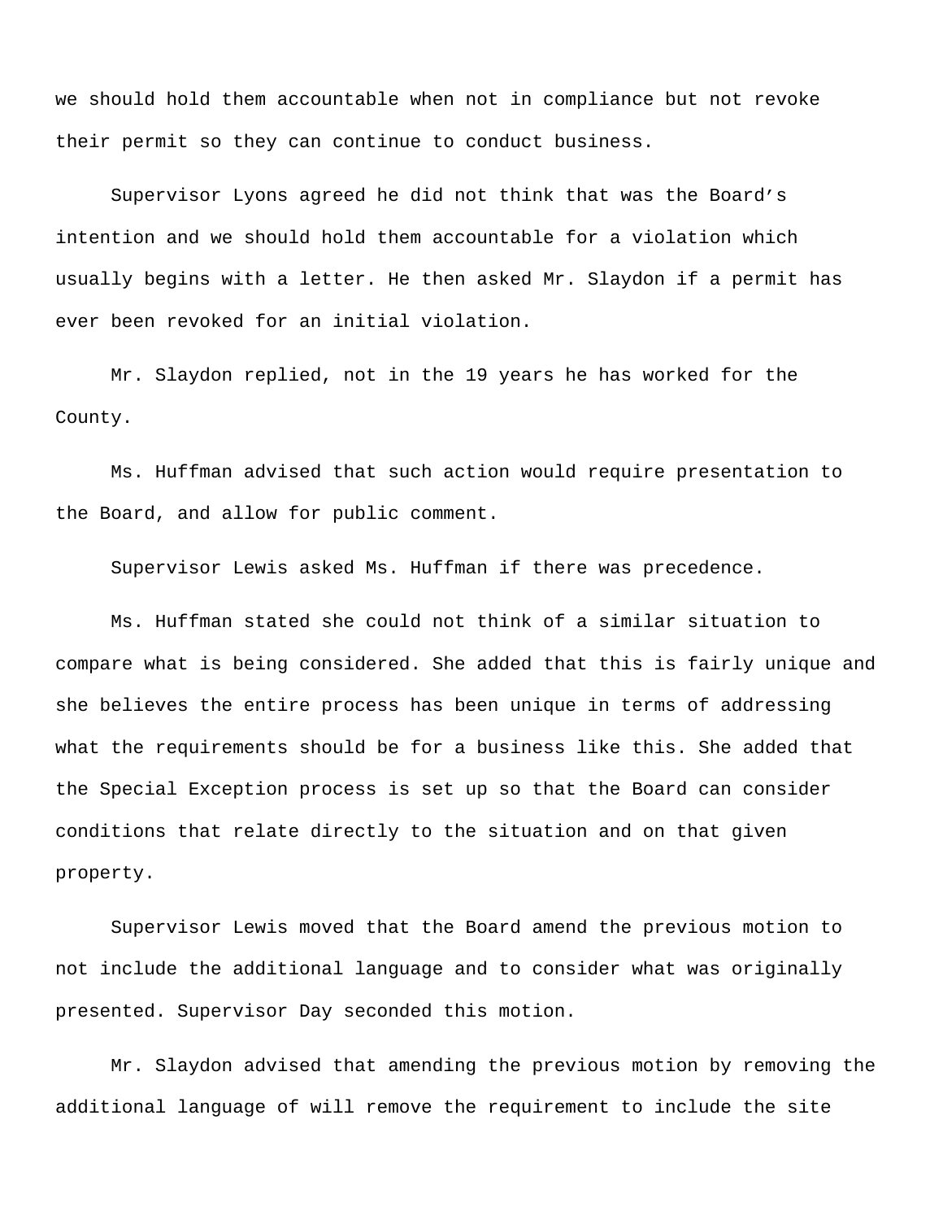we should hold them accountable when not in compliance but not revoke their permit so they can continue to conduct business.

Supervisor Lyons agreed he did not think that was the Board's intention and we should hold them accountable for a violation which usually begins with a letter. He then asked Mr. Slaydon if a permit has ever been revoked for an initial violation.

Mr. Slaydon replied, not in the 19 years he has worked for the County.

Ms. Huffman advised that such action would require presentation to the Board, and allow for public comment.

Supervisor Lewis asked Ms. Huffman if there was precedence.

Ms. Huffman stated she could not think of a similar situation to compare what is being considered. She added that this is fairly unique and she believes the entire process has been unique in terms of addressing what the requirements should be for a business like this. She added that the Special Exception process is set up so that the Board can consider conditions that relate directly to the situation and on that given property.

Supervisor Lewis moved that the Board amend the previous motion to not include the additional language and to consider what was originally presented. Supervisor Day seconded this motion.

Mr. Slaydon advised that amending the previous motion by removing the additional language of will remove the requirement to include the site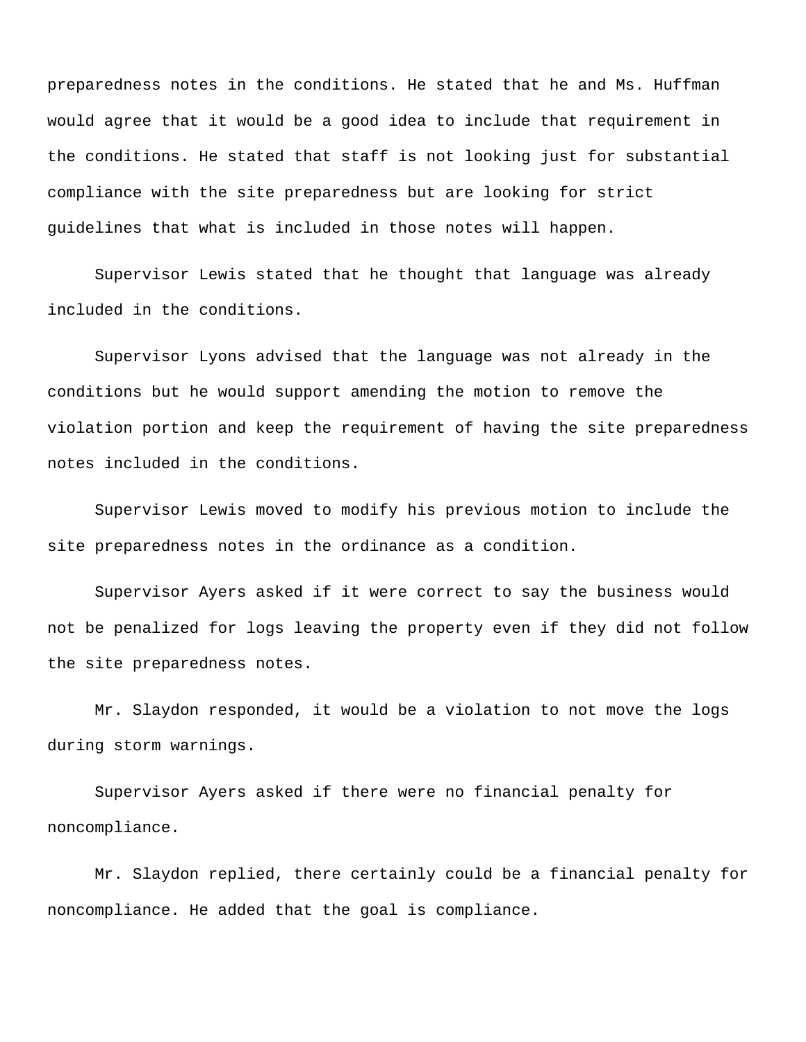preparedness notes in the conditions. He stated that he and Ms. Huffman would agree that it would be a good idea to include that requirement in the conditions. He stated that staff is not looking just for substantial compliance with the site preparedness but are looking for strict guidelines that what is included in those notes will happen.

Supervisor Lewis stated that he thought that language was already included in the conditions.

Supervisor Lyons advised that the language was not already in the conditions but he would support amending the motion to remove the violation portion and keep the requirement of having the site preparedness notes included in the conditions.

Supervisor Lewis moved to modify his previous motion to include the site preparedness notes in the ordinance as a condition.

Supervisor Ayers asked if it were correct to say the business would not be penalized for logs leaving the property even if they did not follow the site preparedness notes.

Mr. Slaydon responded, it would be a violation to not move the logs during storm warnings.

Supervisor Ayers asked if there were no financial penalty for noncompliance.

Mr. Slaydon replied, there certainly could be a financial penalty for noncompliance. He added that the goal is compliance.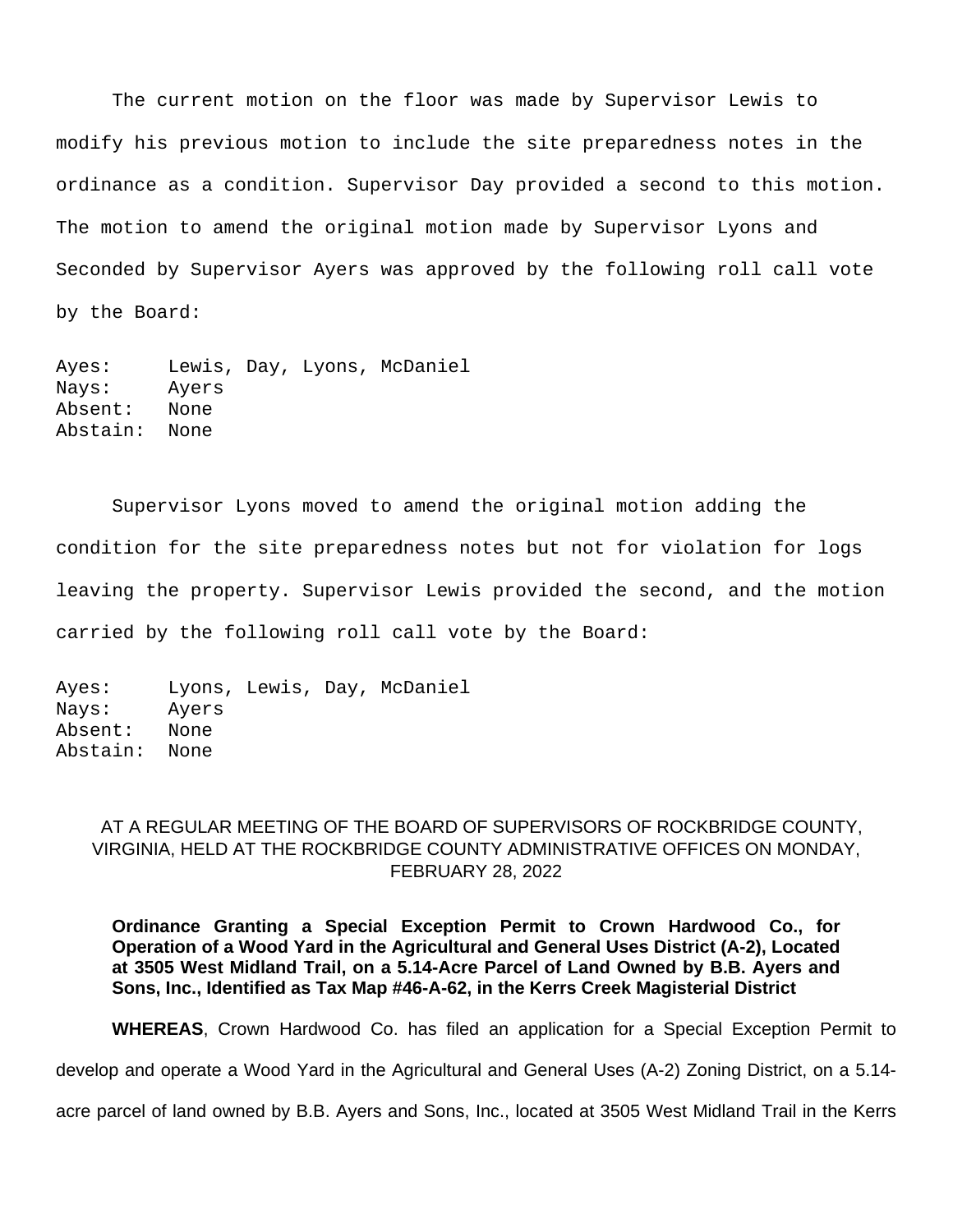The current motion on the floor was made by Supervisor Lewis to modify his previous motion to include the site preparedness notes in the ordinance as a condition. Supervisor Day provided a second to this motion. The motion to amend the original motion made by Supervisor Lyons and Seconded by Supervisor Ayers was approved by the following roll call vote by the Board:

Ayes: Lewis, Day, Lyons, McDaniel
Nays: Ayers
Absent: None
Abstain: None

Supervisor Lyons moved to amend the original motion adding the condition for the site preparedness notes but not for violation for logs leaving the property. Supervisor Lewis provided the second, and the motion carried by the following roll call vote by the Board:

Ayes: Lyons, Lewis, Day, McDaniel
Nays: Ayers
Absent: None
Abstain: None

AT A REGULAR MEETING OF THE BOARD OF SUPERVISORS OF ROCKBRIDGE COUNTY, VIRGINIA, HELD AT THE ROCKBRIDGE COUNTY ADMINISTRATIVE OFFICES ON MONDAY, FEBRUARY 28, 2022

**Ordinance Granting a Special Exception Permit to Crown Hardwood Co., for Operation of a Wood Yard in the Agricultural and General Uses District (A-2), Located at 3505 West Midland Trail, on a 5.14-Acre Parcel of Land Owned by B.B. Ayers and Sons, Inc., Identified as Tax Map #46-A-62, in the Kerrs Creek Magisterial District**

**WHEREAS**, Crown Hardwood Co. has filed an application for a Special Exception Permit to develop and operate a Wood Yard in the Agricultural and General Uses (A-2) Zoning District, on a 5.14-acre parcel of land owned by B.B. Ayers and Sons, Inc., located at 3505 West Midland Trail in the Kerrs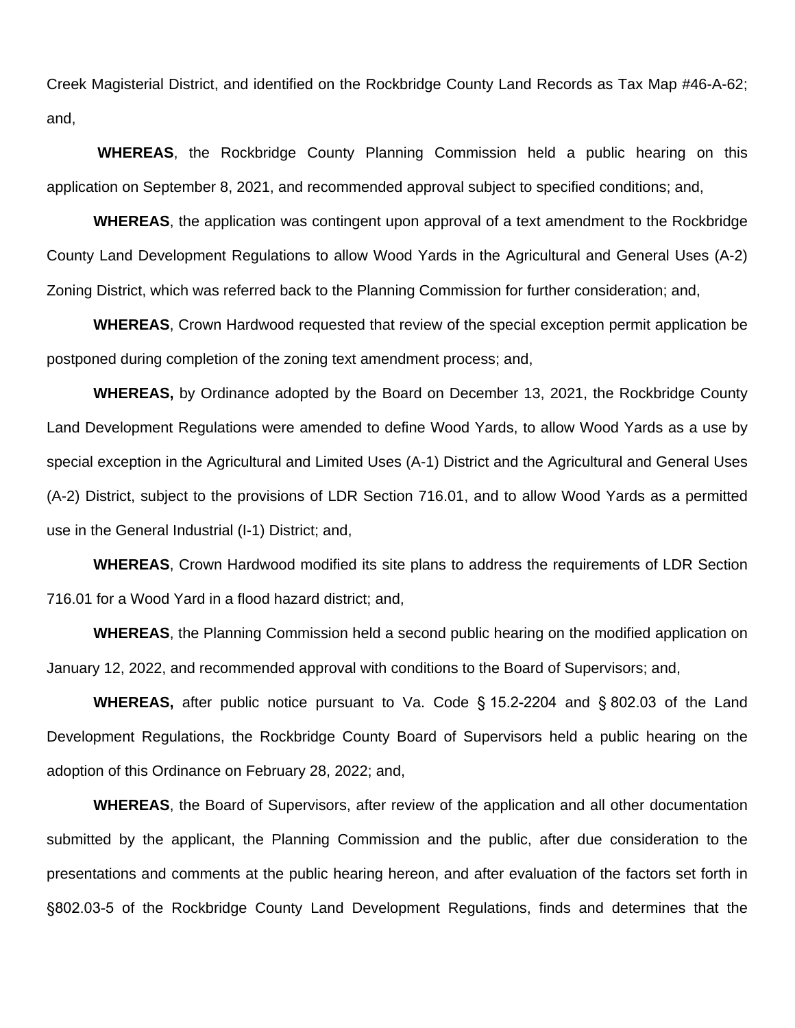Creek Magisterial District, and identified on the Rockbridge County Land Records as Tax Map #46-A-62; and,

**WHEREAS**, the Rockbridge County Planning Commission held a public hearing on this application on September 8, 2021, and recommended approval subject to specified conditions; and,

**WHEREAS**, the application was contingent upon approval of a text amendment to the Rockbridge County Land Development Regulations to allow Wood Yards in the Agricultural and General Uses (A-2) Zoning District, which was referred back to the Planning Commission for further consideration; and,

**WHEREAS**, Crown Hardwood requested that review of the special exception permit application be postponed during completion of the zoning text amendment process; and,

**WHEREAS,** by Ordinance adopted by the Board on December 13, 2021, the Rockbridge County Land Development Regulations were amended to define Wood Yards, to allow Wood Yards as a use by special exception in the Agricultural and Limited Uses (A-1) District and the Agricultural and General Uses (A-2) District, subject to the provisions of LDR Section 716.01, and to allow Wood Yards as a permitted use in the General Industrial (I-1) District; and,

**WHEREAS**, Crown Hardwood modified its site plans to address the requirements of LDR Section 716.01 for a Wood Yard in a flood hazard district; and,

**WHEREAS**, the Planning Commission held a second public hearing on the modified application on January 12, 2022, and recommended approval with conditions to the Board of Supervisors; and,

**WHEREAS,** after public notice pursuant to Va. Code § 15.2-2204 and § 802.03 of the Land Development Regulations, the Rockbridge County Board of Supervisors held a public hearing on the adoption of this Ordinance on February 28, 2022; and,

**WHEREAS**, the Board of Supervisors, after review of the application and all other documentation submitted by the applicant, the Planning Commission and the public, after due consideration to the presentations and comments at the public hearing hereon, and after evaluation of the factors set forth in §802.03-5 of the Rockbridge County Land Development Regulations, finds and determines that the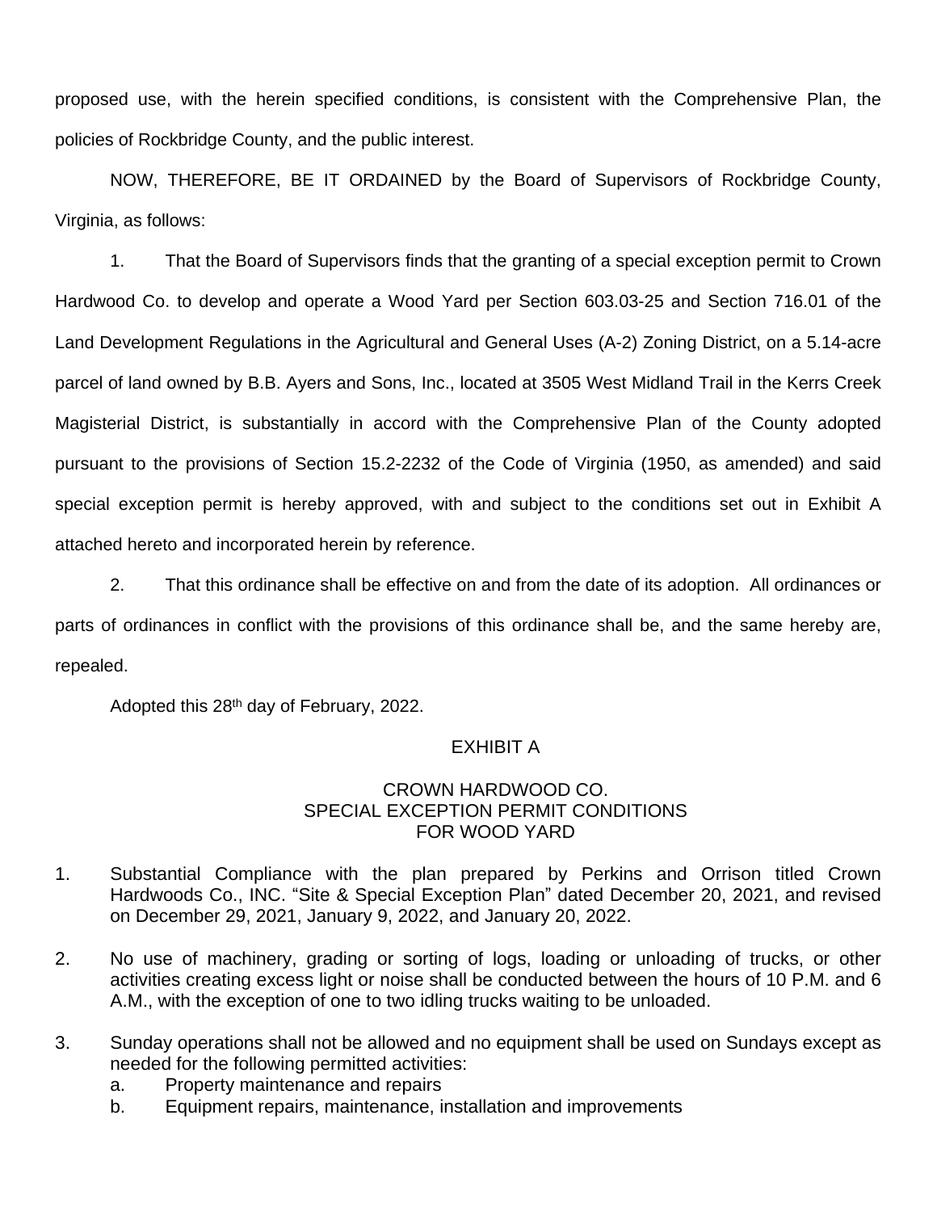proposed use, with the herein specified conditions, is consistent with the Comprehensive Plan, the policies of Rockbridge County, and the public interest.

NOW, THEREFORE, BE IT ORDAINED by the Board of Supervisors of Rockbridge County, Virginia, as follows:

1. That the Board of Supervisors finds that the granting of a special exception permit to Crown Hardwood Co. to develop and operate a Wood Yard per Section 603.03-25 and Section 716.01 of the Land Development Regulations in the Agricultural and General Uses (A-2) Zoning District, on a 5.14-acre parcel of land owned by B.B. Ayers and Sons, Inc., located at 3505 West Midland Trail in the Kerrs Creek Magisterial District, is substantially in accord with the Comprehensive Plan of the County adopted pursuant to the provisions of Section 15.2-2232 of the Code of Virginia (1950, as amended) and said special exception permit is hereby approved, with and subject to the conditions set out in Exhibit A attached hereto and incorporated herein by reference.

2. That this ordinance shall be effective on and from the date of its adoption. All ordinances or parts of ordinances in conflict with the provisions of this ordinance shall be, and the same hereby are, repealed.

Adopted this 28th day of February, 2022.

EXHIBIT A

CROWN HARDWOOD CO.
SPECIAL EXCEPTION PERMIT CONDITIONS
FOR WOOD YARD

1. Substantial Compliance with the plan prepared by Perkins and Orrison titled Crown Hardwoods Co., INC. "Site & Special Exception Plan" dated December 20, 2021, and revised on December 29, 2021, January 9, 2022, and January 20, 2022.

2. No use of machinery, grading or sorting of logs, loading or unloading of trucks, or other activities creating excess light or noise shall be conducted between the hours of 10 P.M. and 6 A.M., with the exception of one to two idling trucks waiting to be unloaded.

3. Sunday operations shall not be allowed and no equipment shall be used on Sundays except as needed for the following permitted activities:
   a. Property maintenance and repairs
   b. Equipment repairs, maintenance, installation and improvements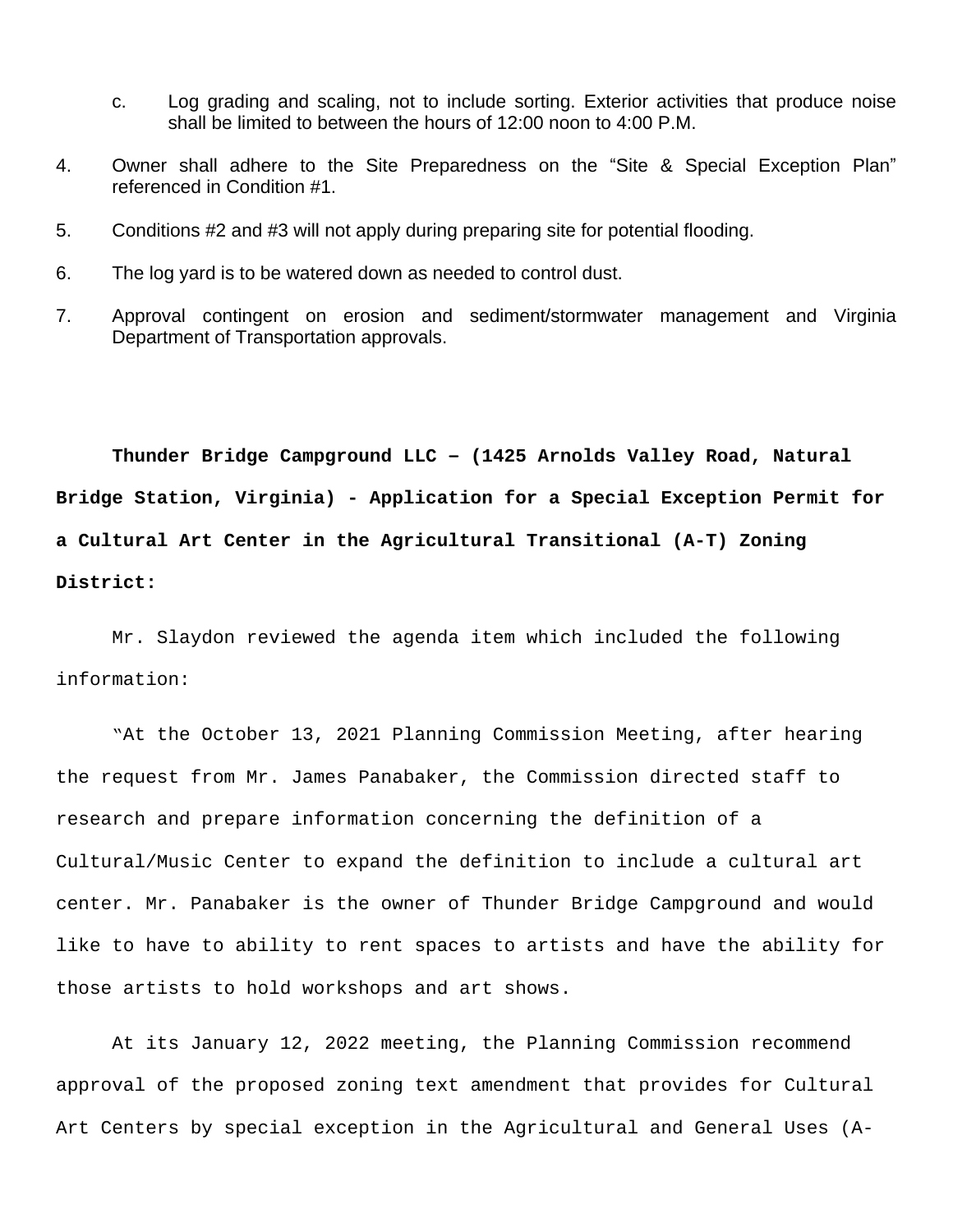c. Log grading and scaling, not to include sorting. Exterior activities that produce noise shall be limited to between the hours of 12:00 noon to 4:00 P.M.

4. Owner shall adhere to the Site Preparedness on the “Site & Special Exception Plan” referenced in Condition #1.

5. Conditions #2 and #3 will not apply during preparing site for potential flooding.

6. The log yard is to be watered down as needed to control dust.

7. Approval contingent on erosion and sediment/stormwater management and Virginia Department of Transportation approvals.

**Thunder Bridge Campground LLC – (1425 Arnolds Valley Road, Natural Bridge Station, Virginia) - Application for a Special Exception Permit for a Cultural Art Center in the Agricultural Transitional (A-T) Zoning District:**

Mr. Slaydon reviewed the agenda item which included the following information:

“At the October 13, 2021 Planning Commission Meeting, after hearing the request from Mr. James Panabaker, the Commission directed staff to research and prepare information concerning the definition of a Cultural/Music Center to expand the definition to include a cultural art center. Mr. Panabaker is the owner of Thunder Bridge Campground and would like to have to ability to rent spaces to artists and have the ability for those artists to hold workshops and art shows.

At its January 12, 2022 meeting, the Planning Commission recommend approval of the proposed zoning text amendment that provides for Cultural Art Centers by special exception in the Agricultural and General Uses (A-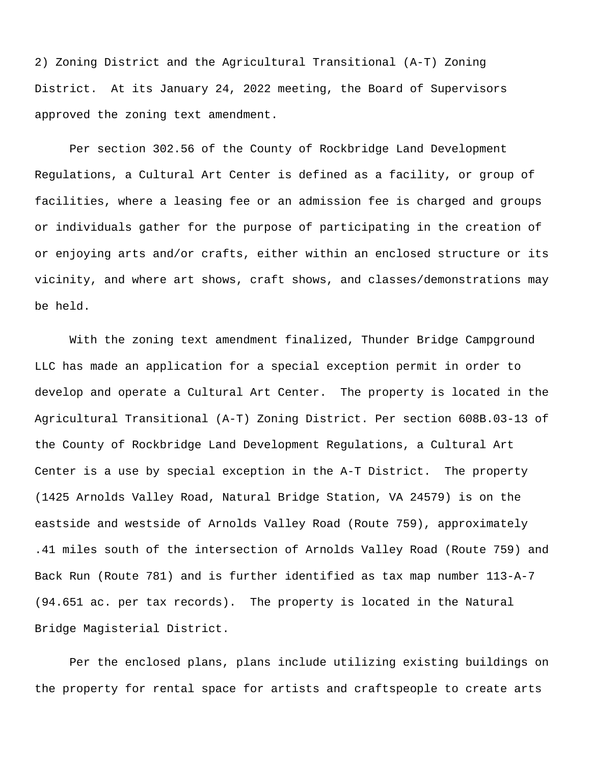2) Zoning District and the Agricultural Transitional (A-T) Zoning District. At its January 24, 2022 meeting, the Board of Supervisors approved the zoning text amendment.

Per section 302.56 of the County of Rockbridge Land Development Regulations, a Cultural Art Center is defined as a facility, or group of facilities, where a leasing fee or an admission fee is charged and groups or individuals gather for the purpose of participating in the creation of or enjoying arts and/or crafts, either within an enclosed structure or its vicinity, and where art shows, craft shows, and classes/demonstrations may be held.

With the zoning text amendment finalized, Thunder Bridge Campground LLC has made an application for a special exception permit in order to develop and operate a Cultural Art Center. The property is located in the Agricultural Transitional (A-T) Zoning District. Per section 608B.03-13 of the County of Rockbridge Land Development Regulations, a Cultural Art Center is a use by special exception in the A-T District. The property (1425 Arnolds Valley Road, Natural Bridge Station, VA 24579) is on the eastside and westside of Arnolds Valley Road (Route 759), approximately .41 miles south of the intersection of Arnolds Valley Road (Route 759) and Back Run (Route 781) and is further identified as tax map number 113-A-7 (94.651 ac. per tax records). The property is located in the Natural Bridge Magisterial District.

Per the enclosed plans, plans include utilizing existing buildings on the property for rental space for artists and craftspeople to create arts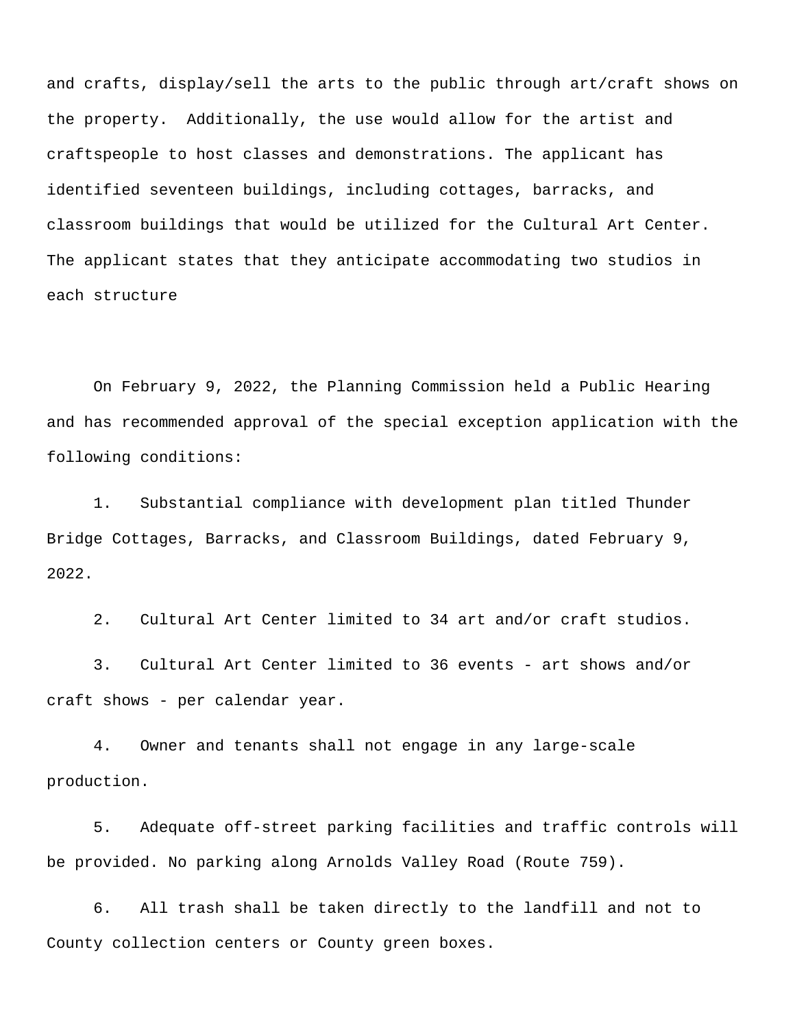and crafts, display/sell the arts to the public through art/craft shows on the property. Additionally, the use would allow for the artist and craftspeople to host classes and demonstrations. The applicant has identified seventeen buildings, including cottages, barracks, and classroom buildings that would be utilized for the Cultural Art Center. The applicant states that they anticipate accommodating two studios in each structure

On February 9, 2022, the Planning Commission held a Public Hearing and has recommended approval of the special exception application with the following conditions:

1. Substantial compliance with development plan titled Thunder Bridge Cottages, Barracks, and Classroom Buildings, dated February 9, 2022.

2. Cultural Art Center limited to 34 art and/or craft studios.

3. Cultural Art Center limited to 36 events - art shows and/or craft shows - per calendar year.

4. Owner and tenants shall not engage in any large-scale production.

5. Adequate off-street parking facilities and traffic controls will be provided. No parking along Arnolds Valley Road (Route 759).

6. All trash shall be taken directly to the landfill and not to County collection centers or County green boxes.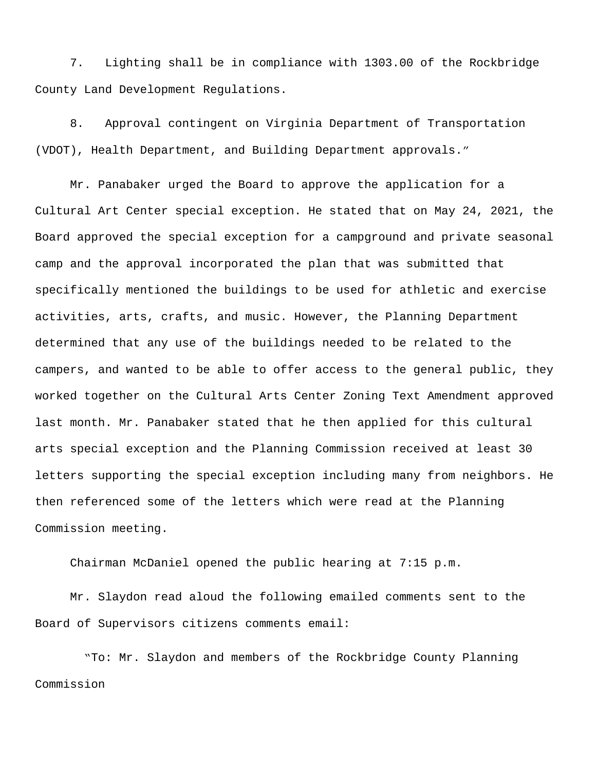7. Lighting shall be in compliance with 1303.00 of the Rockbridge County Land Development Regulations.

8. Approval contingent on Virginia Department of Transportation (VDOT), Health Department, and Building Department approvals."

Mr. Panabaker urged the Board to approve the application for a Cultural Art Center special exception. He stated that on May 24, 2021, the Board approved the special exception for a campground and private seasonal camp and the approval incorporated the plan that was submitted that specifically mentioned the buildings to be used for athletic and exercise activities, arts, crafts, and music. However, the Planning Department determined that any use of the buildings needed to be related to the campers, and wanted to be able to offer access to the general public, they worked together on the Cultural Arts Center Zoning Text Amendment approved last month. Mr. Panabaker stated that he then applied for this cultural arts special exception and the Planning Commission received at least 30 letters supporting the special exception including many from neighbors. He then referenced some of the letters which were read at the Planning Commission meeting.

Chairman McDaniel opened the public hearing at 7:15 p.m.

Mr. Slaydon read aloud the following emailed comments sent to the Board of Supervisors citizens comments email:

"To: Mr. Slaydon and members of the Rockbridge County Planning Commission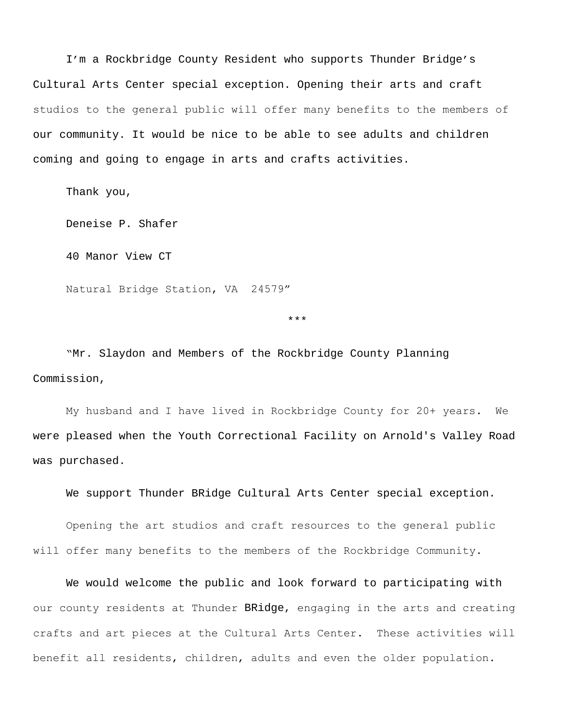I'm a Rockbridge County Resident who supports Thunder Bridge's Cultural Arts Center special exception. Opening their arts and craft studios to the general public will offer many benefits to the members of our community. It would be nice to be able to see adults and children coming and going to engage in arts and crafts activities.

Thank you,

Deneise P. Shafer

40 Manor View CT

Natural Bridge Station, VA  24579"

***

"Mr. Slaydon and Members of the Rockbridge County Planning Commission,

My husband and I have lived in Rockbridge County for 20+ years.  We were pleased when the Youth Correctional Facility on Arnold's Valley Road was purchased.

We support Thunder BRidge Cultural Arts Center special exception.

Opening the art studios and craft resources to the general public will offer many benefits to the members of the Rockbridge Community.

We would welcome the public and look forward to participating with our county residents at Thunder BRidge, engaging in the arts and creating crafts and art pieces at the Cultural Arts Center.  These activities will benefit all residents, children, adults and even the older population.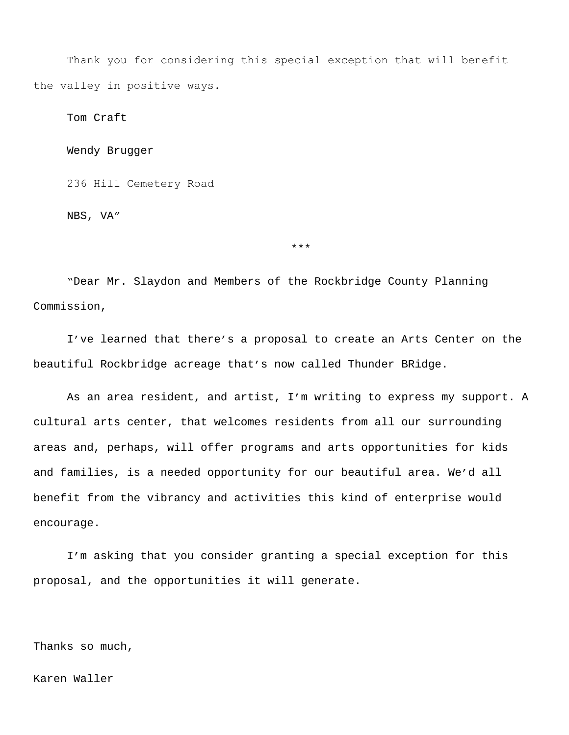Thank you for considering this special exception that will benefit the valley in positive ways.

Tom Craft

Wendy Brugger

236 Hill Cemetery Road

NBS, VA"

***

"Dear Mr. Slaydon and Members of the Rockbridge County Planning Commission,

I've learned that there's a proposal to create an Arts Center on the beautiful Rockbridge acreage that's now called Thunder BRidge.

As an area resident, and artist, I'm writing to express my support. A cultural arts center, that welcomes residents from all our surrounding areas and, perhaps, will offer programs and arts opportunities for kids and families, is a needed opportunity for our beautiful area. We'd all benefit from the vibrancy and activities this kind of enterprise would encourage.

I'm asking that you consider granting a special exception for this proposal, and the opportunities it will generate.

Thanks so much,

Karen Waller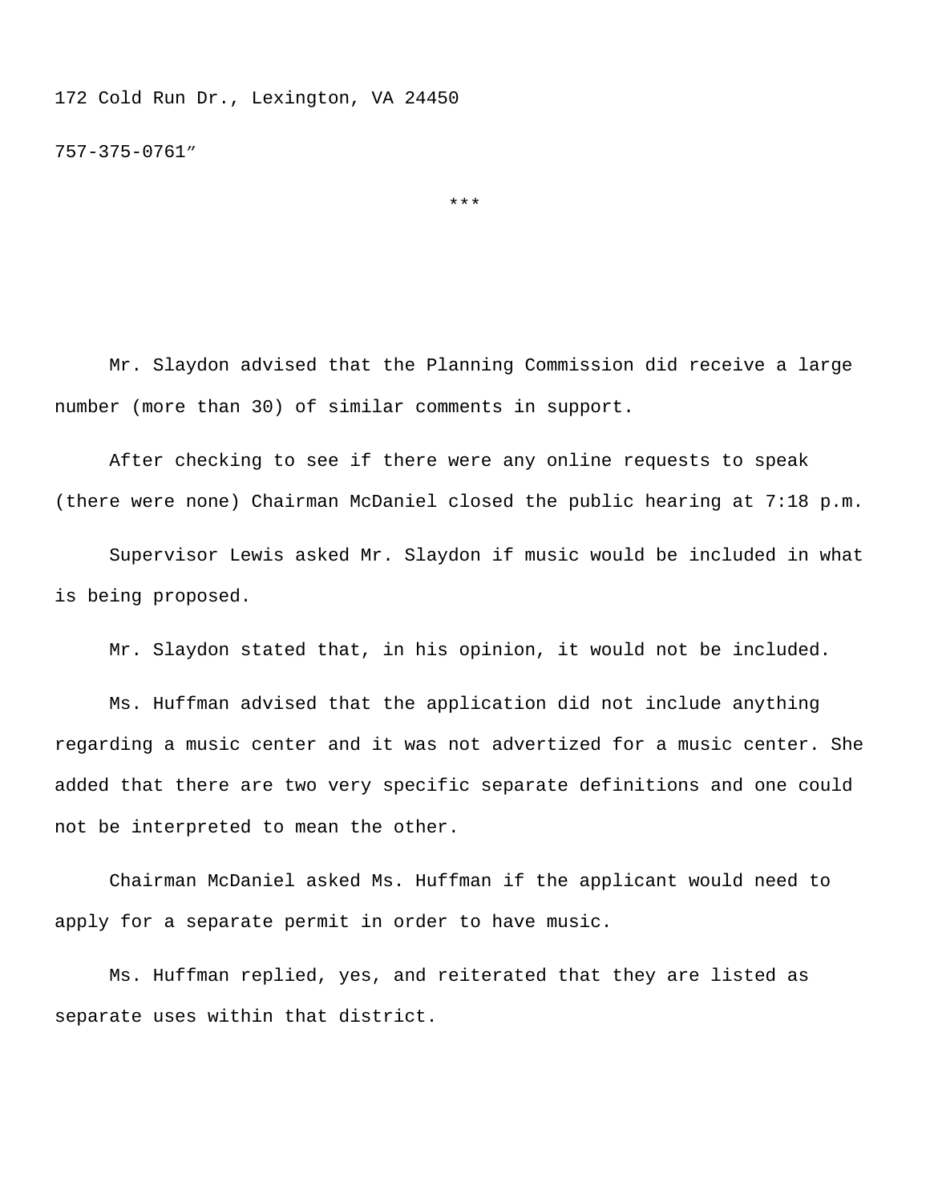172 Cold Run Dr., Lexington, VA 24450

757-375-0761”

***

Mr. Slaydon advised that the Planning Commission did receive a large number (more than 30) of similar comments in support.

After checking to see if there were any online requests to speak (there were none) Chairman McDaniel closed the public hearing at 7:18 p.m.

Supervisor Lewis asked Mr. Slaydon if music would be included in what is being proposed.

Mr. Slaydon stated that, in his opinion, it would not be included.

Ms. Huffman advised that the application did not include anything regarding a music center and it was not advertized for a music center. She added that there are two very specific separate definitions and one could not be interpreted to mean the other.

Chairman McDaniel asked Ms. Huffman if the applicant would need to apply for a separate permit in order to have music.

Ms. Huffman replied, yes, and reiterated that they are listed as separate uses within that district.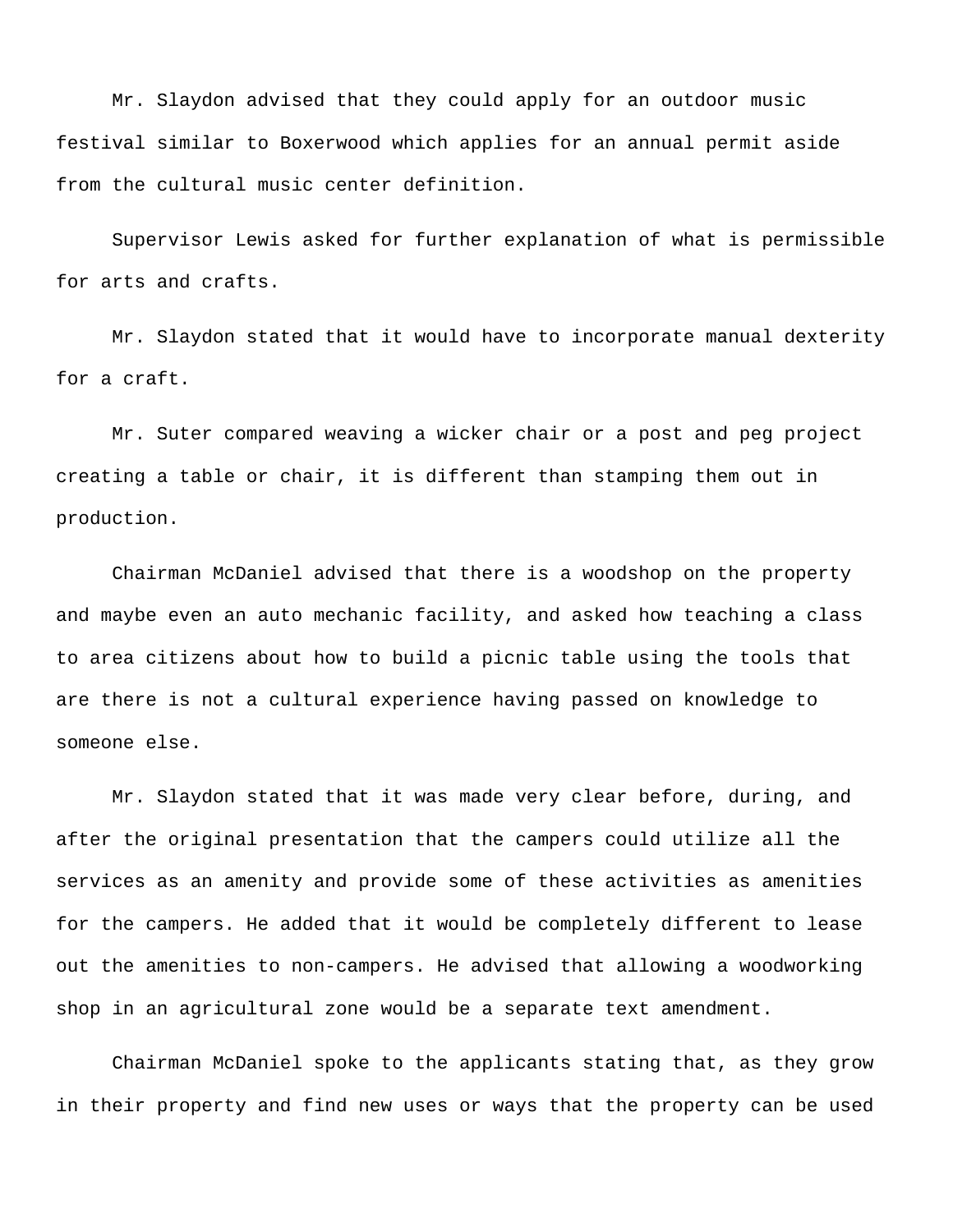Mr. Slaydon advised that they could apply for an outdoor music festival similar to Boxerwood which applies for an annual permit aside from the cultural music center definition.

Supervisor Lewis asked for further explanation of what is permissible for arts and crafts.

Mr. Slaydon stated that it would have to incorporate manual dexterity for a craft.

Mr. Suter compared weaving a wicker chair or a post and peg project creating a table or chair, it is different than stamping them out in production.

Chairman McDaniel advised that there is a woodshop on the property and maybe even an auto mechanic facility, and asked how teaching a class to area citizens about how to build a picnic table using the tools that are there is not a cultural experience having passed on knowledge to someone else.

Mr. Slaydon stated that it was made very clear before, during, and after the original presentation that the campers could utilize all the services as an amenity and provide some of these activities as amenities for the campers. He added that it would be completely different to lease out the amenities to non-campers. He advised that allowing a woodworking shop in an agricultural zone would be a separate text amendment.

Chairman McDaniel spoke to the applicants stating that, as they grow in their property and find new uses or ways that the property can be used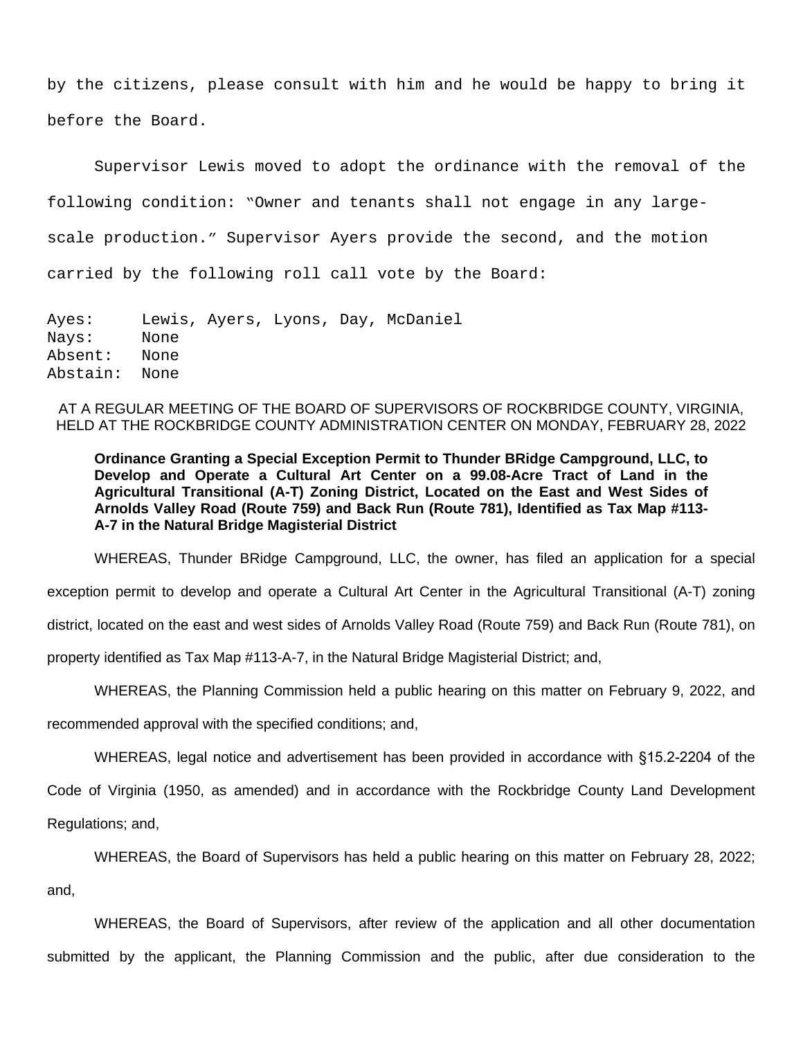by the citizens, please consult with him and he would be happy to bring it before the Board.

Supervisor Lewis moved to adopt the ordinance with the removal of the following condition: "Owner and tenants shall not engage in any large-scale production." Supervisor Ayers provide the second, and the motion carried by the following roll call vote by the Board:

Ayes: Lewis, Ayers, Lyons, Day, McDaniel
Nays: None
Absent: None
Abstain: None

AT A REGULAR MEETING OF THE BOARD OF SUPERVISORS OF ROCKBRIDGE COUNTY, VIRGINIA, HELD AT THE ROCKBRIDGE COUNTY ADMINISTRATION CENTER ON MONDAY, FEBRUARY 28, 2022

**Ordinance Granting a Special Exception Permit to Thunder BRidge Campground, LLC, to Develop and Operate a Cultural Art Center on a 99.08-Acre Tract of Land in the Agricultural Transitional (A-T) Zoning District, Located on the East and West Sides of Arnolds Valley Road (Route 759) and Back Run (Route 781), Identified as Tax Map #113-A-7 in the Natural Bridge Magisterial District**

WHEREAS, Thunder BRidge Campground, LLC, the owner, has filed an application for a special exception permit to develop and operate a Cultural Art Center in the Agricultural Transitional (A-T) zoning district, located on the east and west sides of Arnolds Valley Road (Route 759) and Back Run (Route 781), on property identified as Tax Map #113-A-7, in the Natural Bridge Magisterial District; and,

WHEREAS, the Planning Commission held a public hearing on this matter on February 9, 2022, and recommended approval with the specified conditions; and,

WHEREAS, legal notice and advertisement has been provided in accordance with §15.2-2204 of the Code of Virginia (1950, as amended) and in accordance with the Rockbridge County Land Development Regulations; and,

WHEREAS, the Board of Supervisors has held a public hearing on this matter on February 28, 2022; and,

WHEREAS, the Board of Supervisors, after review of the application and all other documentation submitted by the applicant, the Planning Commission and the public, after due consideration to the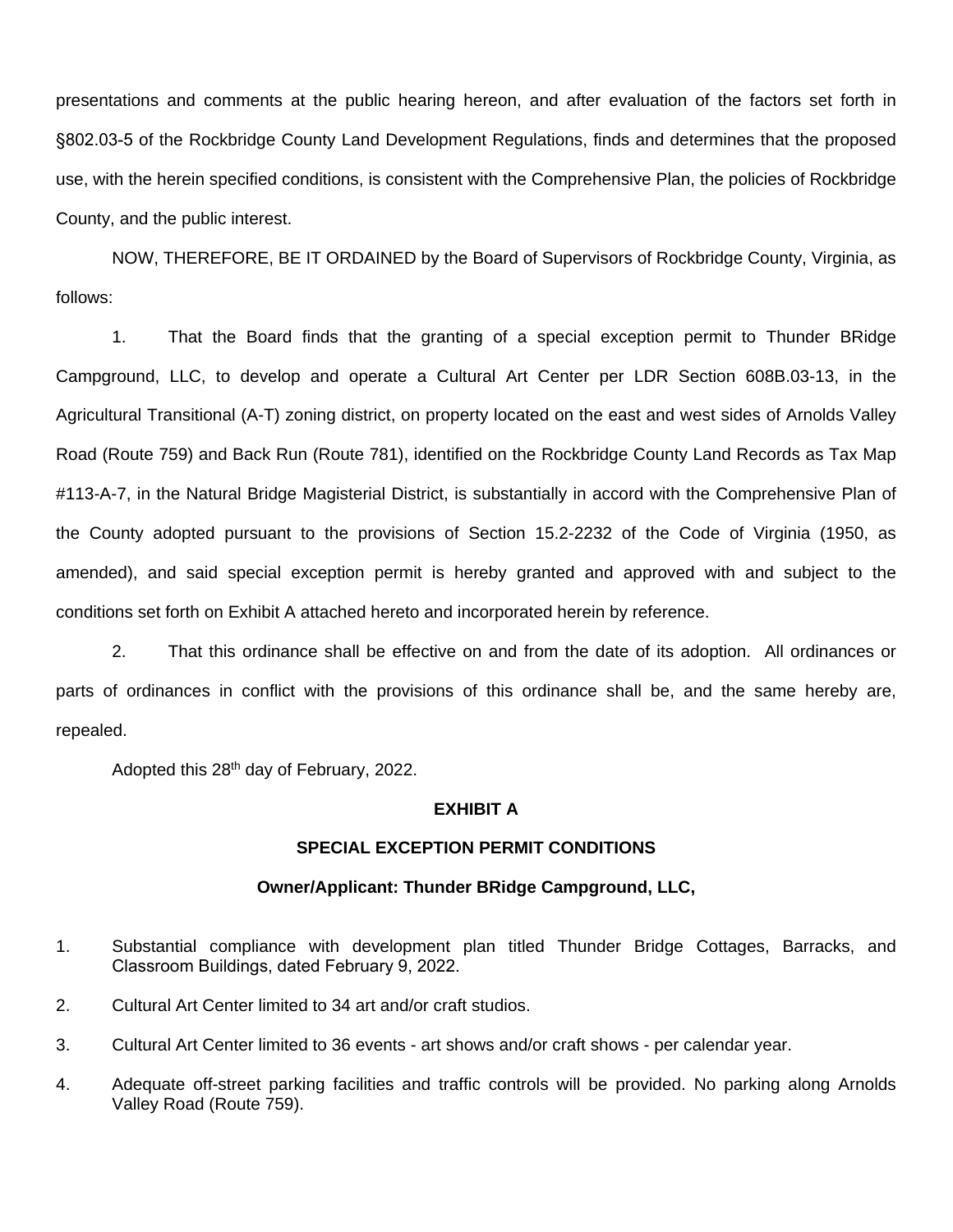presentations and comments at the public hearing hereon, and after evaluation of the factors set forth in §802.03-5 of the Rockbridge County Land Development Regulations, finds and determines that the proposed use, with the herein specified conditions, is consistent with the Comprehensive Plan, the policies of Rockbridge County, and the public interest.

NOW, THEREFORE, BE IT ORDAINED by the Board of Supervisors of Rockbridge County, Virginia, as follows:

1. That the Board finds that the granting of a special exception permit to Thunder BRidge Campground, LLC, to develop and operate a Cultural Art Center per LDR Section 608B.03-13, in the Agricultural Transitional (A-T) zoning district, on property located on the east and west sides of Arnolds Valley Road (Route 759) and Back Run (Route 781), identified on the Rockbridge County Land Records as Tax Map #113-A-7, in the Natural Bridge Magisterial District, is substantially in accord with the Comprehensive Plan of the County adopted pursuant to the provisions of Section 15.2-2232 of the Code of Virginia (1950, as amended), and said special exception permit is hereby granted and approved with and subject to the conditions set forth on Exhibit A attached hereto and incorporated herein by reference.

2. That this ordinance shall be effective on and from the date of its adoption. All ordinances or parts of ordinances in conflict with the provisions of this ordinance shall be, and the same hereby are, repealed.

Adopted this 28th day of February, 2022.

**EXHIBIT A**

**SPECIAL EXCEPTION PERMIT CONDITIONS**

**Owner/Applicant: Thunder BRidge Campground, LLC,**

1. Substantial compliance with development plan titled Thunder Bridge Cottages, Barracks, and Classroom Buildings, dated February 9, 2022.
2. Cultural Art Center limited to 34 art and/or craft studios.
3. Cultural Art Center limited to 36 events - art shows and/or craft shows - per calendar year.
4. Adequate off-street parking facilities and traffic controls will be provided. No parking along Arnolds Valley Road (Route 759).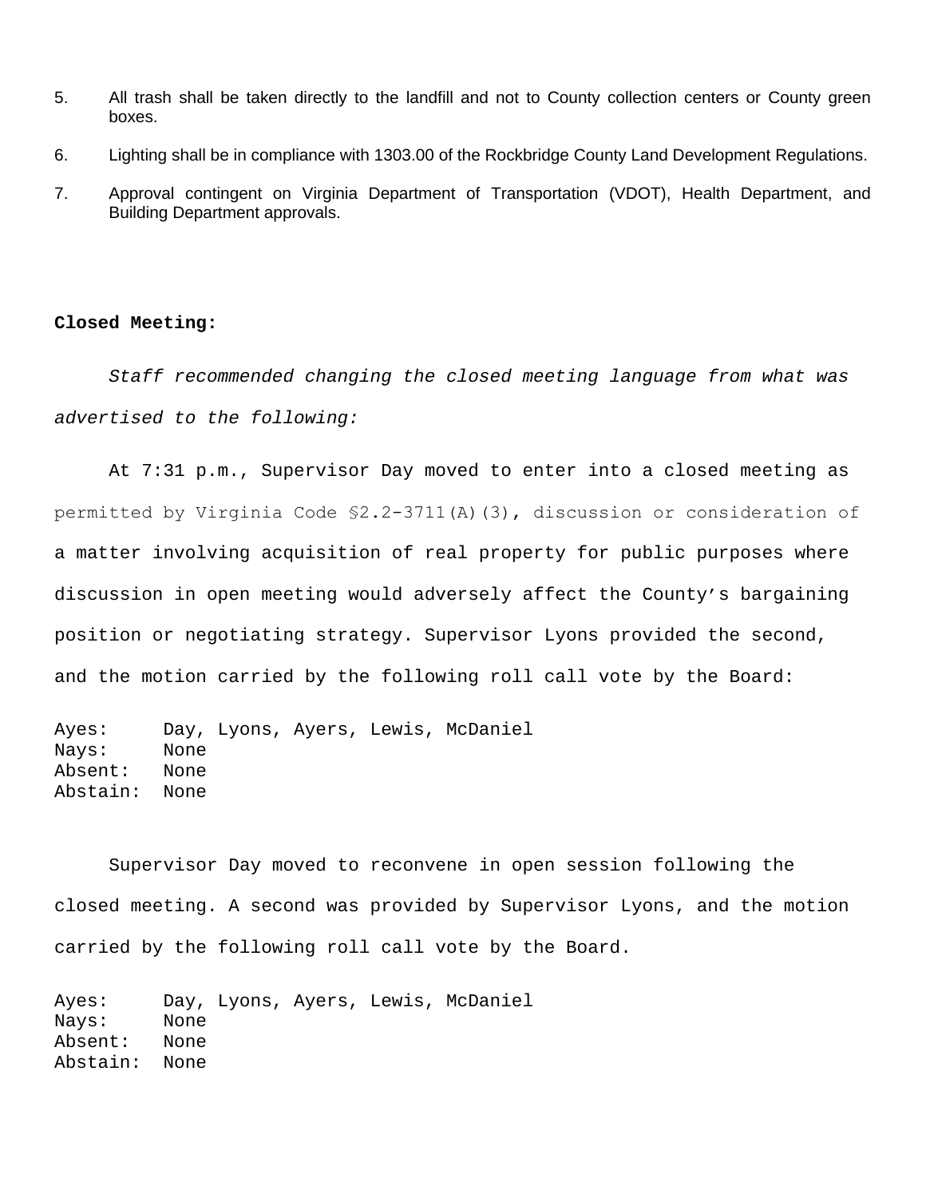5. All trash shall be taken directly to the landfill and not to County collection centers or County green boxes.

6. Lighting shall be in compliance with 1303.00 of the Rockbridge County Land Development Regulations.

7. Approval contingent on Virginia Department of Transportation (VDOT), Health Department, and Building Department approvals.

**Closed Meeting:**

*Staff recommended changing the closed meeting language from what was advertised to the following:*

At 7:31 p.m., Supervisor Day moved to enter into a closed meeting as permitted by Virginia Code §2.2-3711(A)(3), discussion or consideration of a matter involving acquisition of real property for public purposes where discussion in open meeting would adversely affect the County's bargaining position or negotiating strategy. Supervisor Lyons provided the second, and the motion carried by the following roll call vote by the Board:

```
Ayes:     Day, Lyons, Ayers, Lewis, McDaniel
Nays:     None
Absent:   None
Abstain:  None
```

Supervisor Day moved to reconvene in open session following the closed meeting. A second was provided by Supervisor Lyons, and the motion carried by the following roll call vote by the Board.

```
Ayes:     Day, Lyons, Ayers, Lewis, McDaniel
Nays:     None
Absent:   None
Abstain:  None
```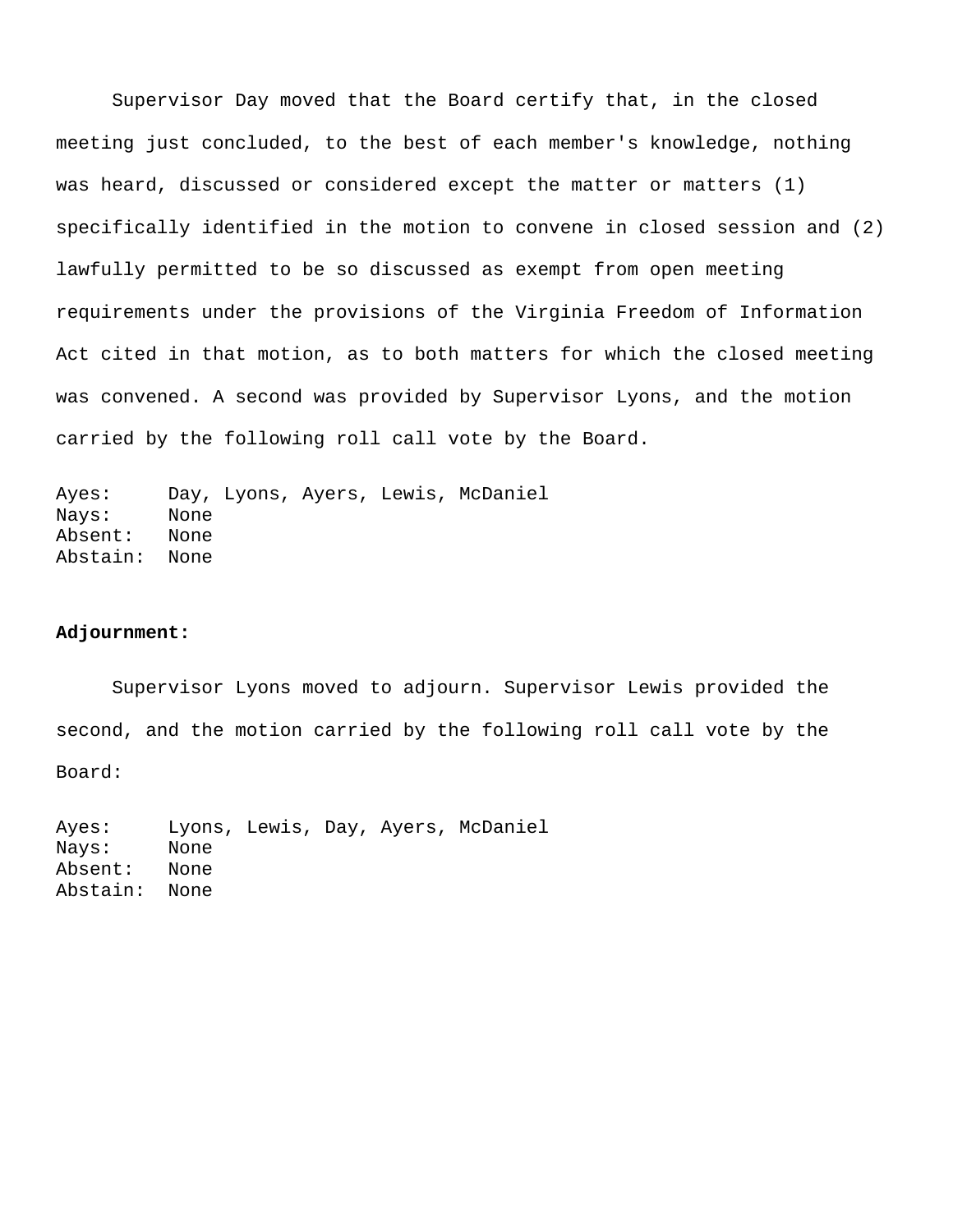Supervisor Day moved that the Board certify that, in the closed meeting just concluded, to the best of each member's knowledge, nothing was heard, discussed or considered except the matter or matters (1) specifically identified in the motion to convene in closed session and (2) lawfully permitted to be so discussed as exempt from open meeting requirements under the provisions of the Virginia Freedom of Information Act cited in that motion, as to both matters for which the closed meeting was convened. A second was provided by Supervisor Lyons, and the motion carried by the following roll call vote by the Board.

Ayes: Day, Lyons, Ayers, Lewis, McDaniel
Nays: None
Absent: None
Abstain: None

**Adjournment:**

Supervisor Lyons moved to adjourn. Supervisor Lewis provided the second, and the motion carried by the following roll call vote by the Board:

Ayes: Lyons, Lewis, Day, Ayers, McDaniel
Nays: None
Absent: None
Abstain: None